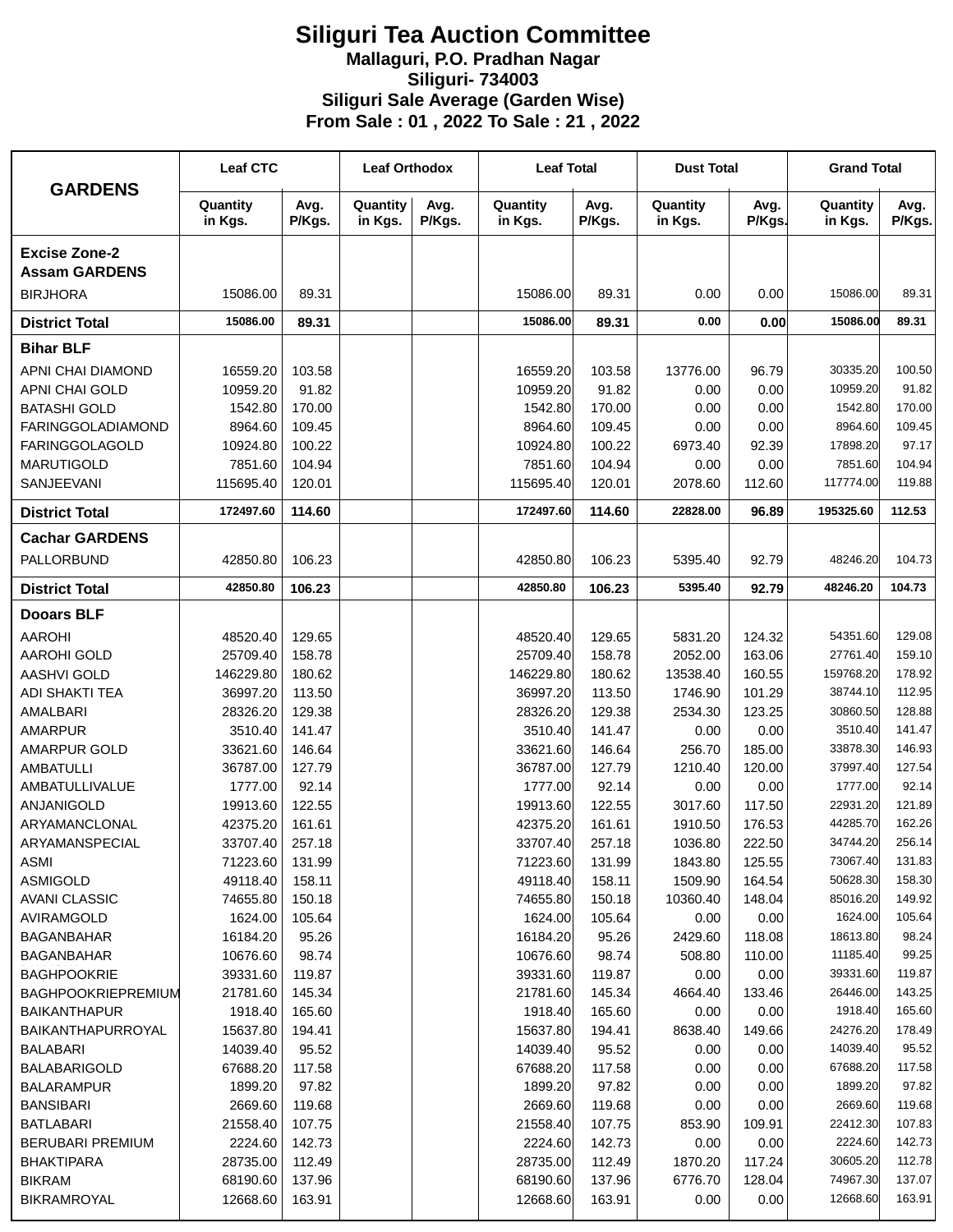# Siliguri Tea Auction Committee

**Mallaguri, P.O. Pradhan Nagar**

**Siliguri- 734003**

**Siliguri Sale Average (Garden Wise)**

**From Sale : 01 , 2022 To Sale : 21 , 2022**

| GARDENS | Leaf CTC | | Leaf Orthodox | | Leaf Total | | Dust Total | | Grand Total | |
|---|---|---|---|---|---|---|---|---|---|---|
| | Quantity in Kgs. | Avg. P/Kgs. | Quantity in Kgs. | Avg. P/Kgs. | Quantity in Kgs. | Avg. P/Kgs. | Quantity in Kgs. | Avg. P/Kgs. | Quantity in Kgs. | Avg. P/Kgs. |
| **Excise Zone-2 Assam GARDENS** | | | | | | | | | | |
| BIRJHORA | 15086.00 | 89.31 | | | 15086.00 | 89.31 | 0.00 | 0.00 | 15086.00 | 89.31 |
| **District Total** | **15086.00** | **89.31** | | | **15086.00** | **89.31** | **0.00** | **0.00** | **15086.00** | **89.31** |
| **Bihar BLF** | | | | | | | | | | |
| APNI CHAI DIAMOND | 16559.20 | 103.58 | | | 16559.20 | 103.58 | 13776.00 | 96.79 | 30335.20 | 100.50 |
| APNI CHAI GOLD | 10959.20 | 91.82 | | | 10959.20 | 91.82 | 0.00 | 0.00 | 10959.20 | 91.82 |
| BATASHI GOLD | 1542.80 | 170.00 | | | 1542.80 | 170.00 | 0.00 | 0.00 | 1542.80 | 170.00 |
| FARINGGOLADIAMOND | 8964.60 | 109.45 | | | 8964.60 | 109.45 | 0.00 | 0.00 | 8964.60 | 109.45 |
| FARINGGOLAGOLD | 10924.80 | 100.22 | | | 10924.80 | 100.22 | 6973.40 | 92.39 | 17898.20 | 97.17 |
| MARUTIGOLD | 7851.60 | 104.94 | | | 7851.60 | 104.94 | 0.00 | 0.00 | 7851.60 | 104.94 |
| SANJEEVANI | 115695.40 | 120.01 | | | 115695.40 | 120.01 | 2078.60 | 112.60 | 117774.00 | 119.88 |
| **District Total** | **172497.60** | **114.60** | | | **172497.60** | **114.60** | **22828.00** | **96.89** | **195325.60** | **112.53** |
| **Cachar GARDENS** | | | | | | | | | | |
| PALLORBUND | 42850.80 | 106.23 | | | 42850.80 | 106.23 | 5395.40 | 92.79 | 48246.20 | 104.73 |
| **District Total** | **42850.80** | **106.23** | | | **42850.80** | **106.23** | **5395.40** | **92.79** | **48246.20** | **104.73** |
| **Dooars BLF** | | | | | | | | | | |
| AAROHI | 48520.40 | 129.65 | | | 48520.40 | 129.65 | 5831.20 | 124.32 | 54351.60 | 129.08 |
| AAROHI GOLD | 25709.40 | 158.78 | | | 25709.40 | 158.78 | 2052.00 | 163.06 | 27761.40 | 159.10 |
| AASHVI GOLD | 146229.80 | 180.62 | | | 146229.80 | 180.62 | 13538.40 | 160.55 | 159768.20 | 178.92 |
| ADI SHAKTI TEA | 36997.20 | 113.50 | | | 36997.20 | 113.50 | 1746.90 | 101.29 | 38744.10 | 112.95 |
| AMALBARI | 28326.20 | 129.38 | | | 28326.20 | 129.38 | 2534.30 | 123.25 | 30860.50 | 128.88 |
| AMARPUR | 3510.40 | 141.47 | | | 3510.40 | 141.47 | 0.00 | 0.00 | 3510.40 | 141.47 |
| AMARPUR GOLD | 33621.60 | 146.64 | | | 33621.60 | 146.64 | 256.70 | 185.00 | 33878.30 | 146.93 |
| AMBATULLI | 36787.00 | 127.79 | | | 36787.00 | 127.79 | 1210.40 | 120.00 | 37997.40 | 127.54 |
| AMBATULLIVALUE | 1777.00 | 92.14 | | | 1777.00 | 92.14 | 0.00 | 0.00 | 1777.00 | 92.14 |
| ANJANIGOLD | 19913.60 | 122.55 | | | 19913.60 | 122.55 | 3017.60 | 117.50 | 22931.20 | 121.89 |
| ARYAMANCLONAL | 42375.20 | 161.61 | | | 42375.20 | 161.61 | 1910.50 | 176.53 | 44285.70 | 162.26 |
| ARYAMANSPECIAL | 33707.40 | 257.18 | | | 33707.40 | 257.18 | 1036.80 | 222.50 | 34744.20 | 256.14 |
| ASMI | 71223.60 | 131.99 | | | 71223.60 | 131.99 | 1843.80 | 125.55 | 73067.40 | 131.83 |
| ASMIGOLD | 49118.40 | 158.11 | | | 49118.40 | 158.11 | 1509.90 | 164.54 | 50628.30 | 158.30 |
| AVANI CLASSIC | 74655.80 | 150.18 | | | 74655.80 | 150.18 | 10360.40 | 148.04 | 85016.20 | 149.92 |
| AVIRAMGOLD | 1624.00 | 105.64 | | | 1624.00 | 105.64 | 0.00 | 0.00 | 1624.00 | 105.64 |
| BAGANBAHAR | 16184.20 | 95.26 | | | 16184.20 | 95.26 | 2429.60 | 118.08 | 18613.80 | 98.24 |
| BAGANBAHAR | 10676.60 | 98.74 | | | 10676.60 | 98.74 | 508.80 | 110.00 | 11185.40 | 99.25 |
| BAGHPOOKRIE | 39331.60 | 119.87 | | | 39331.60 | 119.87 | 0.00 | 0.00 | 39331.60 | 119.87 |
| BAGHPOOKRIEPREMIUM | 21781.60 | 145.34 | | | 21781.60 | 145.34 | 4664.40 | 133.46 | 26446.00 | 143.25 |
| BAIKANTHAPUR | 1918.40 | 165.60 | | | 1918.40 | 165.60 | 0.00 | 0.00 | 1918.40 | 165.60 |
| BAIKANTHAPURROYAL | 15637.80 | 194.41 | | | 15637.80 | 194.41 | 8638.40 | 149.66 | 24276.20 | 178.49 |
| BALABARI | 14039.40 | 95.52 | | | 14039.40 | 95.52 | 0.00 | 0.00 | 14039.40 | 95.52 |
| BALABARIGOLD | 67688.20 | 117.58 | | | 67688.20 | 117.58 | 0.00 | 0.00 | 67688.20 | 117.58 |
| BALARAMPUR | 1899.20 | 97.82 | | | 1899.20 | 97.82 | 0.00 | 0.00 | 1899.20 | 97.82 |
| BANSIBARI | 2669.60 | 119.68 | | | 2669.60 | 119.68 | 0.00 | 0.00 | 2669.60 | 119.68 |
| BATLABARI | 21558.40 | 107.75 | | | 21558.40 | 107.75 | 853.90 | 109.91 | 22412.30 | 107.83 |
| BERUBARI PREMIUM | 2224.60 | 142.73 | | | 2224.60 | 142.73 | 0.00 | 0.00 | 2224.60 | 142.73 |
| BHAKTIPARA | 28735.00 | 112.49 | | | 28735.00 | 112.49 | 1870.20 | 117.24 | 30605.20 | 112.78 |
| BIKRAM | 68190.60 | 137.96 | | | 68190.60 | 137.96 | 6776.70 | 128.04 | 74967.30 | 137.07 |
| BIKRAMROYAL | 12668.60 | 163.91 | | | 12668.60 | 163.91 | 0.00 | 0.00 | 12668.60 | 163.91 |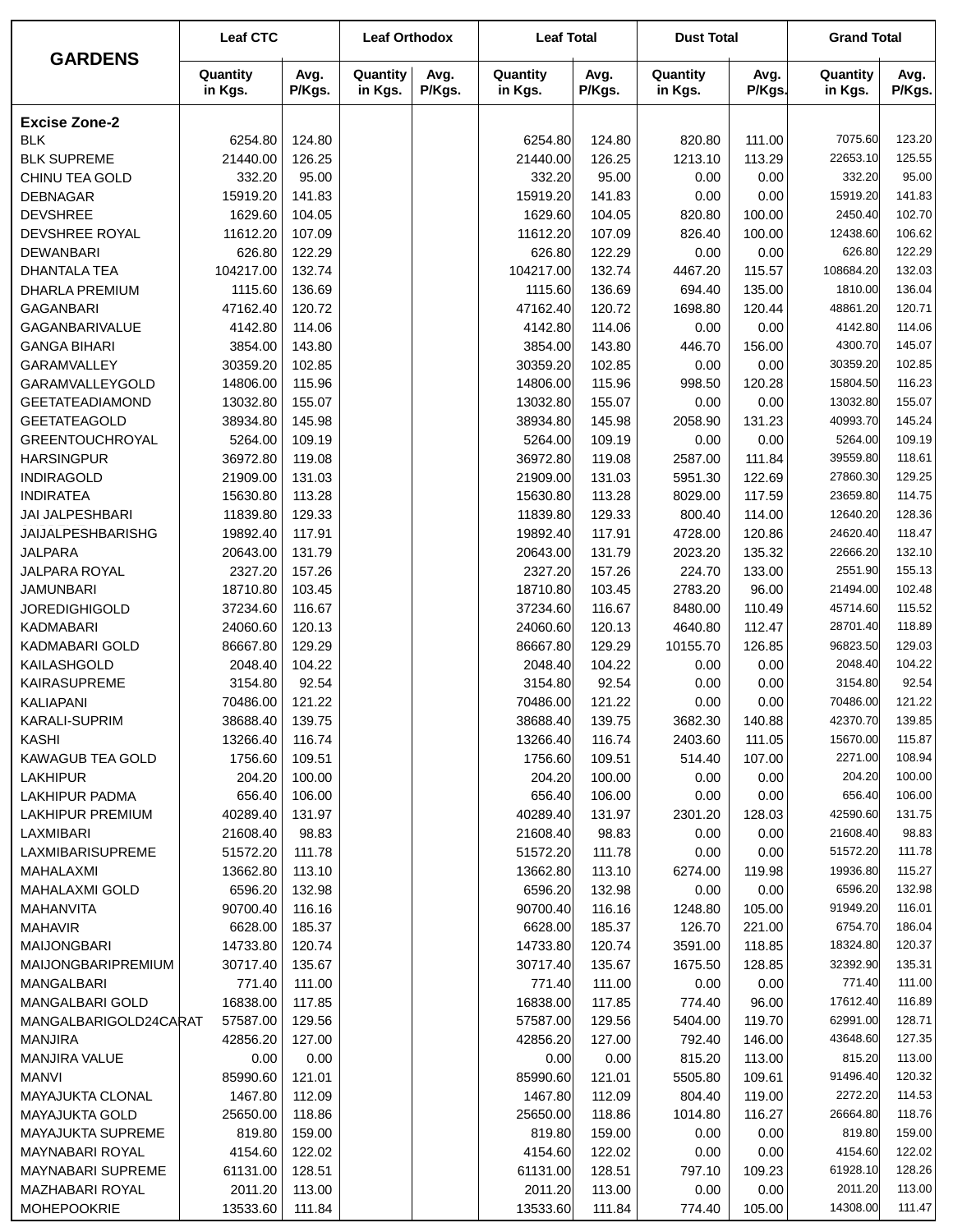| GARDENS | Leaf CTC | | Leaf Orthodox | | Leaf Total | | Dust Total | | Grand Total | |
|---|---|---|---|---|---|---|---|---|---|---|
| | Quantity in Kgs. | Avg. P/Kgs. | Quantity in Kgs. | Avg. P/Kgs. | Quantity in Kgs. | Avg. P/Kgs. | Quantity in Kgs. | Avg. P/Kgs. | Quantity in Kgs. | Avg. P/Kgs. |
| **Excise Zone-2** | | | | | | | | | | |
| BLK | 6254.80 | 124.80 | | | 6254.80 | 124.80 | 820.80 | 111.00 | 7075.60 | 123.20 |
| BLK SUPREME | 21440.00 | 126.25 | | | 21440.00 | 126.25 | 1213.10 | 113.29 | 22653.10 | 125.55 |
| CHINU TEA GOLD | 332.20 | 95.00 | | | 332.20 | 95.00 | 0.00 | 0.00 | 332.20 | 95.00 |
| DEBNAGAR | 15919.20 | 141.83 | | | 15919.20 | 141.83 | 0.00 | 0.00 | 15919.20 | 141.83 |
| DEVSHREE | 1629.60 | 104.05 | | | 1629.60 | 104.05 | 820.80 | 100.00 | 2450.40 | 102.70 |
| DEVSHREE ROYAL | 11612.20 | 107.09 | | | 11612.20 | 107.09 | 826.40 | 100.00 | 12438.60 | 106.62 |
| DEWANBARI | 626.80 | 122.29 | | | 626.80 | 122.29 | 0.00 | 0.00 | 626.80 | 122.29 |
| DHANTALA TEA | 104217.00 | 132.74 | | | 104217.00 | 132.74 | 4467.20 | 115.57 | 108684.20 | 132.03 |
| DHARLA PREMIUM | 1115.60 | 136.69 | | | 1115.60 | 136.69 | 694.40 | 135.00 | 1810.00 | 136.04 |
| GAGANBARI | 47162.40 | 120.72 | | | 47162.40 | 120.72 | 1698.80 | 120.44 | 48861.20 | 120.71 |
| GAGANBARIVALUE | 4142.80 | 114.06 | | | 4142.80 | 114.06 | 0.00 | 0.00 | 4142.80 | 114.06 |
| GANGA BIHARI | 3854.00 | 143.80 | | | 3854.00 | 143.80 | 446.70 | 156.00 | 4300.70 | 145.07 |
| GARAMVALLEY | 30359.20 | 102.85 | | | 30359.20 | 102.85 | 0.00 | 0.00 | 30359.20 | 102.85 |
| GARAMVALLEYGOLD | 14806.00 | 115.96 | | | 14806.00 | 115.96 | 998.50 | 120.28 | 15804.50 | 116.23 |
| GEETATEADIAMOND | 13032.80 | 155.07 | | | 13032.80 | 155.07 | 0.00 | 0.00 | 13032.80 | 155.07 |
| GEETATEAGOLD | 38934.80 | 145.98 | | | 38934.80 | 145.98 | 2058.90 | 131.23 | 40993.70 | 145.24 |
| GREENTOUCHROYAL | 5264.00 | 109.19 | | | 5264.00 | 109.19 | 0.00 | 0.00 | 5264.00 | 109.19 |
| HARSINGPUR | 36972.80 | 119.08 | | | 36972.80 | 119.08 | 2587.00 | 111.84 | 39559.80 | 118.61 |
| INDIRAGOLD | 21909.00 | 131.03 | | | 21909.00 | 131.03 | 5951.30 | 122.69 | 27860.30 | 129.25 |
| INDIRATEA | 15630.80 | 113.28 | | | 15630.80 | 113.28 | 8029.00 | 117.59 | 23659.80 | 114.75 |
| JAI JALPESHBARI | 11839.80 | 129.33 | | | 11839.80 | 129.33 | 800.40 | 114.00 | 12640.20 | 128.36 |
| JAIJALPESHBARISHG | 19892.40 | 117.91 | | | 19892.40 | 117.91 | 4728.00 | 120.86 | 24620.40 | 118.47 |
| JALPARA | 20643.00 | 131.79 | | | 20643.00 | 131.79 | 2023.20 | 135.32 | 22666.20 | 132.10 |
| JALPARA ROYAL | 2327.20 | 157.26 | | | 2327.20 | 157.26 | 224.70 | 133.00 | 2551.90 | 155.13 |
| JAMUNBARI | 18710.80 | 103.45 | | | 18710.80 | 103.45 | 2783.20 | 96.00 | 21494.00 | 102.48 |
| JOREDIGHIGOLD | 37234.60 | 116.67 | | | 37234.60 | 116.67 | 8480.00 | 110.49 | 45714.60 | 115.52 |
| KADMABARI | 24060.60 | 120.13 | | | 24060.60 | 120.13 | 4640.80 | 112.47 | 28701.40 | 118.89 |
| KADMABARI GOLD | 86667.80 | 129.29 | | | 86667.80 | 129.29 | 10155.70 | 126.85 | 96823.50 | 129.03 |
| KAILASHGOLD | 2048.40 | 104.22 | | | 2048.40 | 104.22 | 0.00 | 0.00 | 2048.40 | 104.22 |
| KAIRASUPREME | 3154.80 | 92.54 | | | 3154.80 | 92.54 | 0.00 | 0.00 | 3154.80 | 92.54 |
| KALIAPANI | 70486.00 | 121.22 | | | 70486.00 | 121.22 | 0.00 | 0.00 | 70486.00 | 121.22 |
| KARALI-SUPRIM | 38688.40 | 139.75 | | | 38688.40 | 139.75 | 3682.30 | 140.88 | 42370.70 | 139.85 |
| KASHI | 13266.40 | 116.74 | | | 13266.40 | 116.74 | 2403.60 | 111.05 | 15670.00 | 115.87 |
| KAWAGUB TEA GOLD | 1756.60 | 109.51 | | | 1756.60 | 109.51 | 514.40 | 107.00 | 2271.00 | 108.94 |
| LAKHIPUR | 204.20 | 100.00 | | | 204.20 | 100.00 | 0.00 | 0.00 | 204.20 | 100.00 |
| LAKHIPUR PADMA | 656.40 | 106.00 | | | 656.40 | 106.00 | 0.00 | 0.00 | 656.40 | 106.00 |
| LAKHIPUR PREMIUM | 40289.40 | 131.97 | | | 40289.40 | 131.97 | 2301.20 | 128.03 | 42590.60 | 131.75 |
| LAXMIBARI | 21608.40 | 98.83 | | | 21608.40 | 98.83 | 0.00 | 0.00 | 21608.40 | 98.83 |
| LAXMIBARISUPREME | 51572.20 | 111.78 | | | 51572.20 | 111.78 | 0.00 | 0.00 | 51572.20 | 111.78 |
| MAHALAXMI | 13662.80 | 113.10 | | | 13662.80 | 113.10 | 6274.00 | 119.98 | 19936.80 | 115.27 |
| MAHALAXMI GOLD | 6596.20 | 132.98 | | | 6596.20 | 132.98 | 0.00 | 0.00 | 6596.20 | 132.98 |
| MAHANVITA | 90700.40 | 116.16 | | | 90700.40 | 116.16 | 1248.80 | 105.00 | 91949.20 | 116.01 |
| MAHAVIR | 6628.00 | 185.37 | | | 6628.00 | 185.37 | 126.70 | 221.00 | 6754.70 | 186.04 |
| MAIJONGBARI | 14733.80 | 120.74 | | | 14733.80 | 120.74 | 3591.00 | 118.85 | 18324.80 | 120.37 |
| MAIJONGBARIPREMIUM | 30717.40 | 135.67 | | | 30717.40 | 135.67 | 1675.50 | 128.85 | 32392.90 | 135.31 |
| MANGALBARI | 771.40 | 111.00 | | | 771.40 | 111.00 | 0.00 | 0.00 | 771.40 | 111.00 |
| MANGALBARI GOLD | 16838.00 | 117.85 | | | 16838.00 | 117.85 | 774.40 | 96.00 | 17612.40 | 116.89 |
| MANGALBARIGOLD24CARAT | 57587.00 | 129.56 | | | 57587.00 | 129.56 | 5404.00 | 119.70 | 62991.00 | 128.71 |
| MANJIRA | 42856.20 | 127.00 | | | 42856.20 | 127.00 | 792.40 | 146.00 | 43648.60 | 127.35 |
| MANJIRA VALUE | 0.00 | 0.00 | | | 0.00 | 0.00 | 815.20 | 113.00 | 815.20 | 113.00 |
| MANVI | 85990.60 | 121.01 | | | 85990.60 | 121.01 | 5505.80 | 109.61 | 91496.40 | 120.32 |
| MAYAJUKTA CLONAL | 1467.80 | 112.09 | | | 1467.80 | 112.09 | 804.40 | 119.00 | 2272.20 | 114.53 |
| MAYAJUKTA GOLD | 25650.00 | 118.86 | | | 25650.00 | 118.86 | 1014.80 | 116.27 | 26664.80 | 118.76 |
| MAYAJUKTA SUPREME | 819.80 | 159.00 | | | 819.80 | 159.00 | 0.00 | 0.00 | 819.80 | 159.00 |
| MAYNABARI ROYAL | 4154.60 | 122.02 | | | 4154.60 | 122.02 | 0.00 | 0.00 | 4154.60 | 122.02 |
| MAYNABARI SUPREME | 61131.00 | 128.51 | | | 61131.00 | 128.51 | 797.10 | 109.23 | 61928.10 | 128.26 |
| MAZHABARI ROYAL | 2011.20 | 113.00 | | | 2011.20 | 113.00 | 0.00 | 0.00 | 2011.20 | 113.00 |
| MOHEPOOKRIE | 13533.60 | 111.84 | | | 13533.60 | 111.84 | 774.40 | 105.00 | 14308.00 | 111.47 |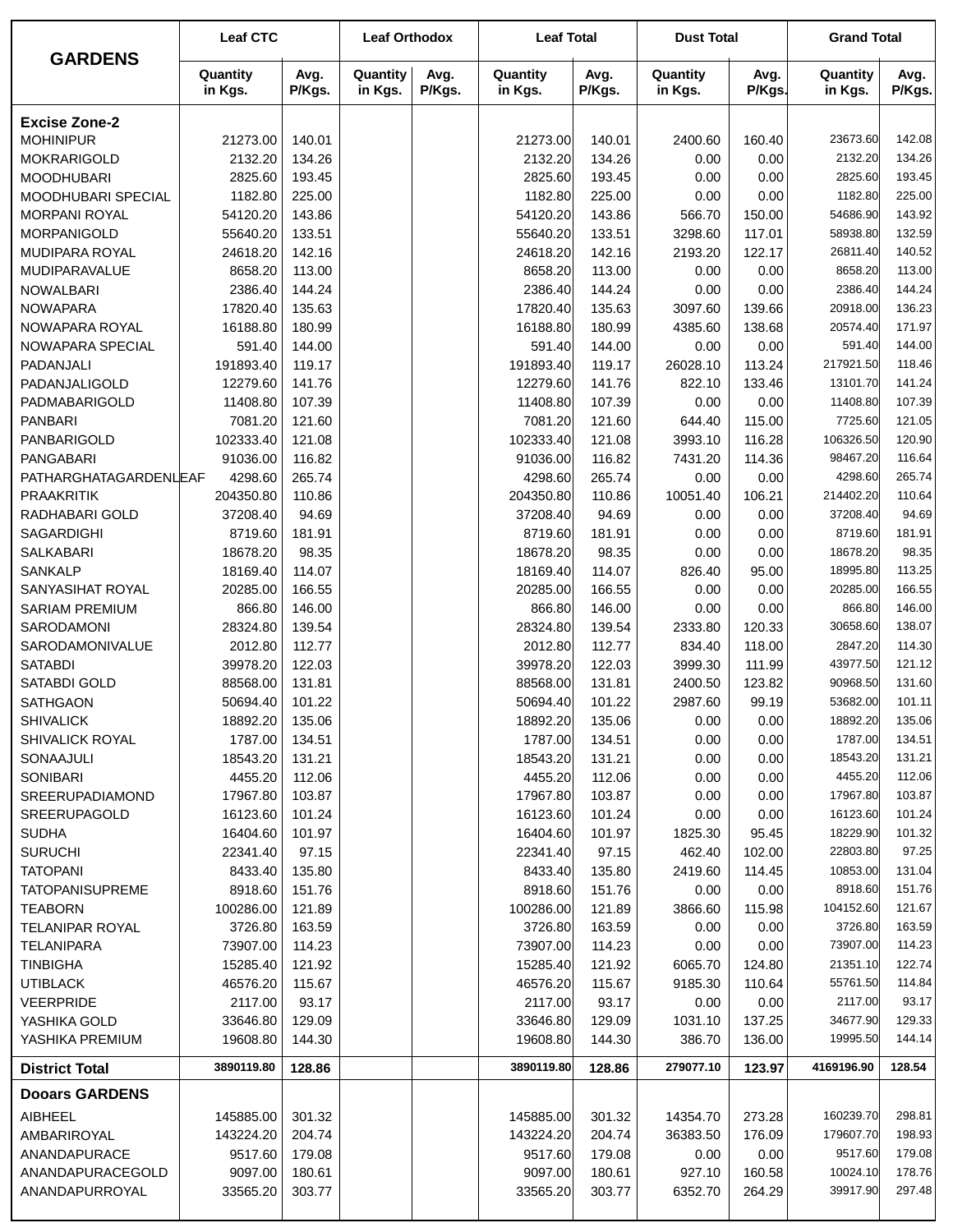| GARDENS | Leaf CTC | | Leaf Orthodox | | Leaf Total | | Dust Total | | Grand Total | |
|---|---|---|---|---|---|---|---|---|---|---|
| | Quantity in Kgs. | Avg. P/Kgs. | Quantity in Kgs. | Avg. P/Kgs. | Quantity in Kgs. | Avg. P/Kgs. | Quantity in Kgs. | Avg. P/Kgs. | Quantity in Kgs. | Avg. P/Kgs. |
| **Excise Zone-2** | | | | | | | | | | |
| MOHINIPUR | 21273.00 | 140.01 | | | 21273.00 | 140.01 | 2400.60 | 160.40 | 23673.60 | 142.08 |
| MOKRARIGOLD | 2132.20 | 134.26 | | | 2132.20 | 134.26 | 0.00 | 0.00 | 2132.20 | 134.26 |
| MOODHUBARI | 2825.60 | 193.45 | | | 2825.60 | 193.45 | 0.00 | 0.00 | 2825.60 | 193.45 |
| MOODHUBARI SPECIAL | 1182.80 | 225.00 | | | 1182.80 | 225.00 | 0.00 | 0.00 | 1182.80 | 225.00 |
| MORPANI ROYAL | 54120.20 | 143.86 | | | 54120.20 | 143.86 | 566.70 | 150.00 | 54686.90 | 143.92 |
| MORPANIGOLD | 55640.20 | 133.51 | | | 55640.20 | 133.51 | 3298.60 | 117.01 | 58938.80 | 132.59 |
| MUDIPARA ROYAL | 24618.20 | 142.16 | | | 24618.20 | 142.16 | 2193.20 | 122.17 | 26811.40 | 140.52 |
| MUDIPARAVALUE | 8658.20 | 113.00 | | | 8658.20 | 113.00 | 0.00 | 0.00 | 8658.20 | 113.00 |
| NOWALBARI | 2386.40 | 144.24 | | | 2386.40 | 144.24 | 0.00 | 0.00 | 2386.40 | 144.24 |
| NOWAPARA | 17820.40 | 135.63 | | | 17820.40 | 135.63 | 3097.60 | 139.66 | 20918.00 | 136.23 |
| NOWAPARA ROYAL | 16188.80 | 180.99 | | | 16188.80 | 180.99 | 4385.60 | 138.68 | 20574.40 | 171.97 |
| NOWAPARA SPECIAL | 591.40 | 144.00 | | | 591.40 | 144.00 | 0.00 | 0.00 | 591.40 | 144.00 |
| PADANJALI | 191893.40 | 119.17 | | | 191893.40 | 119.17 | 26028.10 | 113.24 | 217921.50 | 118.46 |
| PADANJALIGOLD | 12279.60 | 141.76 | | | 12279.60 | 141.76 | 822.10 | 133.46 | 13101.70 | 141.24 |
| PADMABARIGOLD | 11408.80 | 107.39 | | | 11408.80 | 107.39 | 0.00 | 0.00 | 11408.80 | 107.39 |
| PANBARI | 7081.20 | 121.60 | | | 7081.20 | 121.60 | 644.40 | 115.00 | 7725.60 | 121.05 |
| PANBARIGOLD | 102333.40 | 121.08 | | | 102333.40 | 121.08 | 3993.10 | 116.28 | 106326.50 | 120.90 |
| PANGABARI | 91036.00 | 116.82 | | | 91036.00 | 116.82 | 7431.20 | 114.36 | 98467.20 | 116.64 |
| PATHARGHATAGARDENLEAF | 4298.60 | 265.74 | | | 4298.60 | 265.74 | 0.00 | 0.00 | 4298.60 | 265.74 |
| PRAAKRITIK | 204350.80 | 110.86 | | | 204350.80 | 110.86 | 10051.40 | 106.21 | 214402.20 | 110.64 |
| RADHABARI GOLD | 37208.40 | 94.69 | | | 37208.40 | 94.69 | 0.00 | 0.00 | 37208.40 | 94.69 |
| SAGARDIGHI | 8719.60 | 181.91 | | | 8719.60 | 181.91 | 0.00 | 0.00 | 8719.60 | 181.91 |
| SALKABARI | 18678.20 | 98.35 | | | 18678.20 | 98.35 | 0.00 | 0.00 | 18678.20 | 98.35 |
| SANKALP | 18169.40 | 114.07 | | | 18169.40 | 114.07 | 826.40 | 95.00 | 18995.80 | 113.25 |
| SANYASIHAT ROYAL | 20285.00 | 166.55 | | | 20285.00 | 166.55 | 0.00 | 0.00 | 20285.00 | 166.55 |
| SARIAM PREMIUM | 866.80 | 146.00 | | | 866.80 | 146.00 | 0.00 | 0.00 | 866.80 | 146.00 |
| SARODAMONI | 28324.80 | 139.54 | | | 28324.80 | 139.54 | 2333.80 | 120.33 | 30658.60 | 138.07 |
| SARODAMONIVALUE | 2012.80 | 112.77 | | | 2012.80 | 112.77 | 834.40 | 118.00 | 2847.20 | 114.30 |
| SATABDI | 39978.20 | 122.03 | | | 39978.20 | 122.03 | 3999.30 | 111.99 | 43977.50 | 121.12 |
| SATABDI GOLD | 88568.00 | 131.81 | | | 88568.00 | 131.81 | 2400.50 | 123.82 | 90968.50 | 131.60 |
| SATHGAON | 50694.40 | 101.22 | | | 50694.40 | 101.22 | 2987.60 | 99.19 | 53682.00 | 101.11 |
| SHIVALICK | 18892.20 | 135.06 | | | 18892.20 | 135.06 | 0.00 | 0.00 | 18892.20 | 135.06 |
| SHIVALICK ROYAL | 1787.00 | 134.51 | | | 1787.00 | 134.51 | 0.00 | 0.00 | 1787.00 | 134.51 |
| SONAAJULI | 18543.20 | 131.21 | | | 18543.20 | 131.21 | 0.00 | 0.00 | 18543.20 | 131.21 |
| SONIBARI | 4455.20 | 112.06 | | | 4455.20 | 112.06 | 0.00 | 0.00 | 4455.20 | 112.06 |
| SREERUPADIAMOND | 17967.80 | 103.87 | | | 17967.80 | 103.87 | 0.00 | 0.00 | 17967.80 | 103.87 |
| SREERUPAGOLD | 16123.60 | 101.24 | | | 16123.60 | 101.24 | 0.00 | 0.00 | 16123.60 | 101.24 |
| SUDHA | 16404.60 | 101.97 | | | 16404.60 | 101.97 | 1825.30 | 95.45 | 18229.90 | 101.32 |
| SURUCHI | 22341.40 | 97.15 | | | 22341.40 | 97.15 | 462.40 | 102.00 | 22803.80 | 97.25 |
| TATOPANI | 8433.40 | 135.80 | | | 8433.40 | 135.80 | 2419.60 | 114.45 | 10853.00 | 131.04 |
| TATOPANISUPREME | 8918.60 | 151.76 | | | 8918.60 | 151.76 | 0.00 | 0.00 | 8918.60 | 151.76 |
| TEABORN | 100286.00 | 121.89 | | | 100286.00 | 121.89 | 3866.60 | 115.98 | 104152.60 | 121.67 |
| TELANIPAR ROYAL | 3726.80 | 163.59 | | | 3726.80 | 163.59 | 0.00 | 0.00 | 3726.80 | 163.59 |
| TELANIPARA | 73907.00 | 114.23 | | | 73907.00 | 114.23 | 0.00 | 0.00 | 73907.00 | 114.23 |
| TINBIGHA | 15285.40 | 121.92 | | | 15285.40 | 121.92 | 6065.70 | 124.80 | 21351.10 | 122.74 |
| UTIBLACK | 46576.20 | 115.67 | | | 46576.20 | 115.67 | 9185.30 | 110.64 | 55761.50 | 114.84 |
| VEERPRIDE | 2117.00 | 93.17 | | | 2117.00 | 93.17 | 0.00 | 0.00 | 2117.00 | 93.17 |
| YASHIKA GOLD | 33646.80 | 129.09 | | | 33646.80 | 129.09 | 1031.10 | 137.25 | 34677.90 | 129.33 |
| YASHIKA PREMIUM | 19608.80 | 144.30 | | | 19608.80 | 144.30 | 386.70 | 136.00 | 19995.50 | 144.14 |
| **District Total** | **3890119.80** | **128.86** | | | **3890119.80** | **128.86** | **279077.10** | **123.97** | **4169196.90** | **128.54** |
| **Dooars GARDENS** | | | | | | | | | | |
| AIBHEEL | 145885.00 | 301.32 | | | 145885.00 | 301.32 | 14354.70 | 273.28 | 160239.70 | 298.81 |
| AMBARIROYAL | 143224.20 | 204.74 | | | 143224.20 | 204.74 | 36383.50 | 176.09 | 179607.70 | 198.93 |
| ANANDAPURACE | 9517.60 | 179.08 | | | 9517.60 | 179.08 | 0.00 | 0.00 | 9517.60 | 179.08 |
| ANANDAPURACEGOLD | 9097.00 | 180.61 | | | 9097.00 | 180.61 | 927.10 | 160.58 | 10024.10 | 178.76 |
| ANANDAPURROYAL | 33565.20 | 303.77 | | | 33565.20 | 303.77 | 6352.70 | 264.29 | 39917.90 | 297.48 |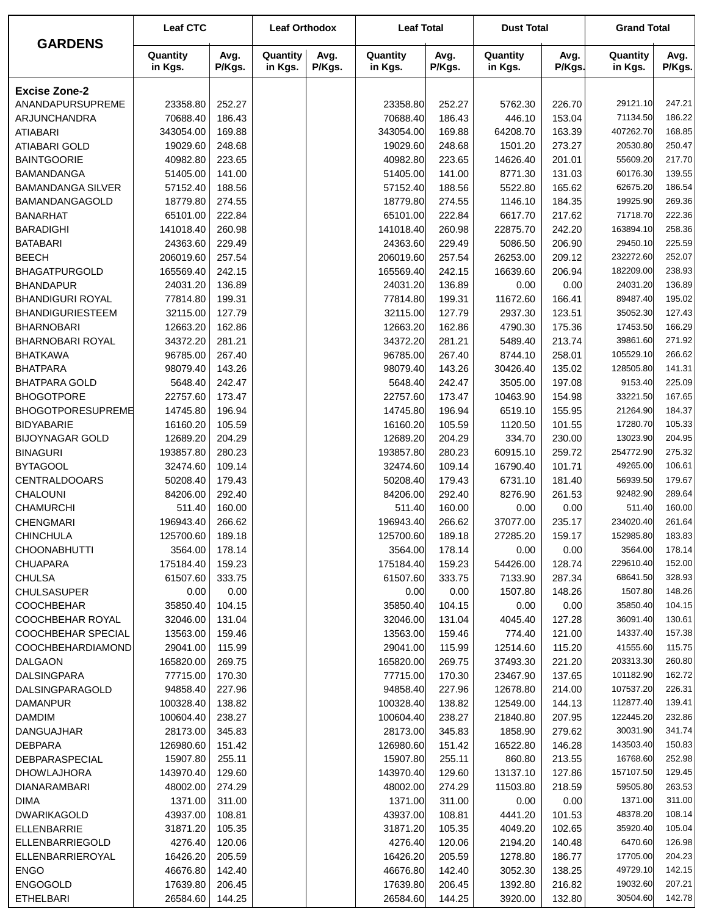| GARDENS | Leaf CTC | | Leaf Orthodox | | Leaf Total | | Dust Total | | Grand Total | |
|---|---|---|---|---|---|---|---|---|---|---|
| | Quantity in Kgs. | Avg. P/Kgs. | Quantity in Kgs. | Avg. P/Kgs. | Quantity in Kgs. | Avg. P/Kgs. | Quantity in Kgs. | Avg. P/Kgs. | Quantity in Kgs. | Avg. P/Kgs. |
| **Excise Zone-2** | | | | | | | | | | |
| ANANDAPURSUPREME | 23358.80 | 252.27 | | | 23358.80 | 252.27 | 5762.30 | 226.70 | 29121.10 | 247.21 |
| ARJUNCHANDRA | 70688.40 | 186.43 | | | 70688.40 | 186.43 | 446.10 | 153.04 | 71134.50 | 186.22 |
| ATIABARI | 343054.00 | 169.88 | | | 343054.00 | 169.88 | 64208.70 | 163.39 | 407262.70 | 168.85 |
| ATIABARI GOLD | 19029.60 | 248.68 | | | 19029.60 | 248.68 | 1501.20 | 273.27 | 20530.80 | 250.47 |
| BAINTGOORIE | 40982.80 | 223.65 | | | 40982.80 | 223.65 | 14626.40 | 201.01 | 55609.20 | 217.70 |
| BAMANDANGA | 51405.00 | 141.00 | | | 51405.00 | 141.00 | 8771.30 | 131.03 | 60176.30 | 139.55 |
| BAMANDANGA SILVER | 57152.40 | 188.56 | | | 57152.40 | 188.56 | 5522.80 | 165.62 | 62675.20 | 186.54 |
| BAMANDANGAGOLD | 18779.80 | 274.55 | | | 18779.80 | 274.55 | 1146.10 | 184.35 | 19925.90 | 269.36 |
| BANARHAT | 65101.00 | 222.84 | | | 65101.00 | 222.84 | 6617.70 | 217.62 | 71718.70 | 222.36 |
| BARADIGHI | 141018.40 | 260.98 | | | 141018.40 | 260.98 | 22875.70 | 242.20 | 163894.10 | 258.36 |
| BATABARI | 24363.60 | 229.49 | | | 24363.60 | 229.49 | 5086.50 | 206.90 | 29450.10 | 225.59 |
| BEECH | 206019.60 | 257.54 | | | 206019.60 | 257.54 | 26253.00 | 209.12 | 232272.60 | 252.07 |
| BHAGATPURGOLD | 165569.40 | 242.15 | | | 165569.40 | 242.15 | 16639.60 | 206.94 | 182209.00 | 238.93 |
| BHANDAPUR | 24031.20 | 136.89 | | | 24031.20 | 136.89 | 0.00 | 0.00 | 24031.20 | 136.89 |
| BHANDIGURI ROYAL | 77814.80 | 199.31 | | | 77814.80 | 199.31 | 11672.60 | 166.41 | 89487.40 | 195.02 |
| BHANDIGURIESTEEM | 32115.00 | 127.79 | | | 32115.00 | 127.79 | 2937.30 | 123.51 | 35052.30 | 127.43 |
| BHARNOBARI | 12663.20 | 162.86 | | | 12663.20 | 162.86 | 4790.30 | 175.36 | 17453.50 | 166.29 |
| BHARNOBARI ROYAL | 34372.20 | 281.21 | | | 34372.20 | 281.21 | 5489.40 | 213.74 | 39861.60 | 271.92 |
| BHATKAWA | 96785.00 | 267.40 | | | 96785.00 | 267.40 | 8744.10 | 258.01 | 105529.10 | 266.62 |
| BHATPARA | 98079.40 | 143.26 | | | 98079.40 | 143.26 | 30426.40 | 135.02 | 128505.80 | 141.31 |
| BHATPARA GOLD | 5648.40 | 242.47 | | | 5648.40 | 242.47 | 3505.00 | 197.08 | 9153.40 | 225.09 |
| BHOGOTPORE | 22757.60 | 173.47 | | | 22757.60 | 173.47 | 10463.90 | 154.98 | 33221.50 | 167.65 |
| BHOGOTPORESUPREME | 14745.80 | 196.94 | | | 14745.80 | 196.94 | 6519.10 | 155.95 | 21264.90 | 184.37 |
| BIDYABARIE | 16160.20 | 105.59 | | | 16160.20 | 105.59 | 1120.50 | 101.55 | 17280.70 | 105.33 |
| BIJOYNAGAR GOLD | 12689.20 | 204.29 | | | 12689.20 | 204.29 | 334.70 | 230.00 | 13023.90 | 204.95 |
| BINAGURI | 193857.80 | 280.23 | | | 193857.80 | 280.23 | 60915.10 | 259.72 | 254772.90 | 275.32 |
| BYTAGOOL | 32474.60 | 109.14 | | | 32474.60 | 109.14 | 16790.40 | 101.71 | 49265.00 | 106.61 |
| CENTRALDOOARS | 50208.40 | 179.43 | | | 50208.40 | 179.43 | 6731.10 | 181.40 | 56939.50 | 179.67 |
| CHALOUNI | 84206.00 | 292.40 | | | 84206.00 | 292.40 | 8276.90 | 261.53 | 92482.90 | 289.64 |
| CHAMURCHI | 511.40 | 160.00 | | | 511.40 | 160.00 | 0.00 | 0.00 | 511.40 | 160.00 |
| CHENGMARI | 196943.40 | 266.62 | | | 196943.40 | 266.62 | 37077.00 | 235.17 | 234020.40 | 261.64 |
| CHINCHULA | 125700.60 | 189.18 | | | 125700.60 | 189.18 | 27285.20 | 159.17 | 152985.80 | 183.83 |
| CHOONABHUTTI | 3564.00 | 178.14 | | | 3564.00 | 178.14 | 0.00 | 0.00 | 3564.00 | 178.14 |
| CHUAPARA | 175184.40 | 159.23 | | | 175184.40 | 159.23 | 54426.00 | 128.74 | 229610.40 | 152.00 |
| CHULSA | 61507.60 | 333.75 | | | 61507.60 | 333.75 | 7133.90 | 287.34 | 68641.50 | 328.93 |
| CHULSASUPER | 0.00 | 0.00 | | | 0.00 | 0.00 | 1507.80 | 148.26 | 1507.80 | 148.26 |
| COOCHBEHAR | 35850.40 | 104.15 | | | 35850.40 | 104.15 | 0.00 | 0.00 | 35850.40 | 104.15 |
| COOCHBEHAR ROYAL | 32046.00 | 131.04 | | | 32046.00 | 131.04 | 4045.40 | 127.28 | 36091.40 | 130.61 |
| COOCHBEHAR SPECIAL | 13563.00 | 159.46 | | | 13563.00 | 159.46 | 774.40 | 121.00 | 14337.40 | 157.38 |
| COOCHBEHARDIAMOND | 29041.00 | 115.99 | | | 29041.00 | 115.99 | 12514.60 | 115.20 | 41555.60 | 115.75 |
| DALGAON | 165820.00 | 269.75 | | | 165820.00 | 269.75 | 37493.30 | 221.20 | 203313.30 | 260.80 |
| DALSINGPARA | 77715.00 | 170.30 | | | 77715.00 | 170.30 | 23467.90 | 137.65 | 101182.90 | 162.72 |
| DALSINGPARAGOLD | 94858.40 | 227.96 | | | 94858.40 | 227.96 | 12678.80 | 214.00 | 107537.20 | 226.31 |
| DAMANPUR | 100328.40 | 138.82 | | | 100328.40 | 138.82 | 12549.00 | 144.13 | 112877.40 | 139.41 |
| DAMDIM | 100604.40 | 238.27 | | | 100604.40 | 238.27 | 21840.80 | 207.95 | 122445.20 | 232.86 |
| DANGUAJHAR | 28173.00 | 345.83 | | | 28173.00 | 345.83 | 1858.90 | 279.62 | 30031.90 | 341.74 |
| DEBPARA | 126980.60 | 151.42 | | | 126980.60 | 151.42 | 16522.80 | 146.28 | 143503.40 | 150.83 |
| DEBPARASPECIAL | 15907.80 | 255.11 | | | 15907.80 | 255.11 | 860.80 | 213.55 | 16768.60 | 252.98 |
| DHOWLAJHORA | 143970.40 | 129.60 | | | 143970.40 | 129.60 | 13137.10 | 127.86 | 157107.50 | 129.45 |
| DIANARAMBARI | 48002.00 | 274.29 | | | 48002.00 | 274.29 | 11503.80 | 218.59 | 59505.80 | 263.53 |
| DIMA | 1371.00 | 311.00 | | | 1371.00 | 311.00 | 0.00 | 0.00 | 1371.00 | 311.00 |
| DWARIKAGOLD | 43937.00 | 108.81 | | | 43937.00 | 108.81 | 4441.20 | 101.53 | 48378.20 | 108.14 |
| ELLENBARRIE | 31871.20 | 105.35 | | | 31871.20 | 105.35 | 4049.20 | 102.65 | 35920.40 | 105.04 |
| ELLENBARRIEGOLD | 4276.40 | 120.06 | | | 4276.40 | 120.06 | 2194.20 | 140.48 | 6470.60 | 126.98 |
| ELLENBARRIEROYAL | 16426.20 | 205.59 | | | 16426.20 | 205.59 | 1278.80 | 186.77 | 17705.00 | 204.23 |
| ENGO | 46676.80 | 142.40 | | | 46676.80 | 142.40 | 3052.30 | 138.25 | 49729.10 | 142.15 |
| ENGOGOLD | 17639.80 | 206.45 | | | 17639.80 | 206.45 | 1392.80 | 216.82 | 19032.60 | 207.21 |
| ETHELBARI | 26584.60 | 144.25 | | | 26584.60 | 144.25 | 3920.00 | 132.80 | 30504.60 | 142.78 |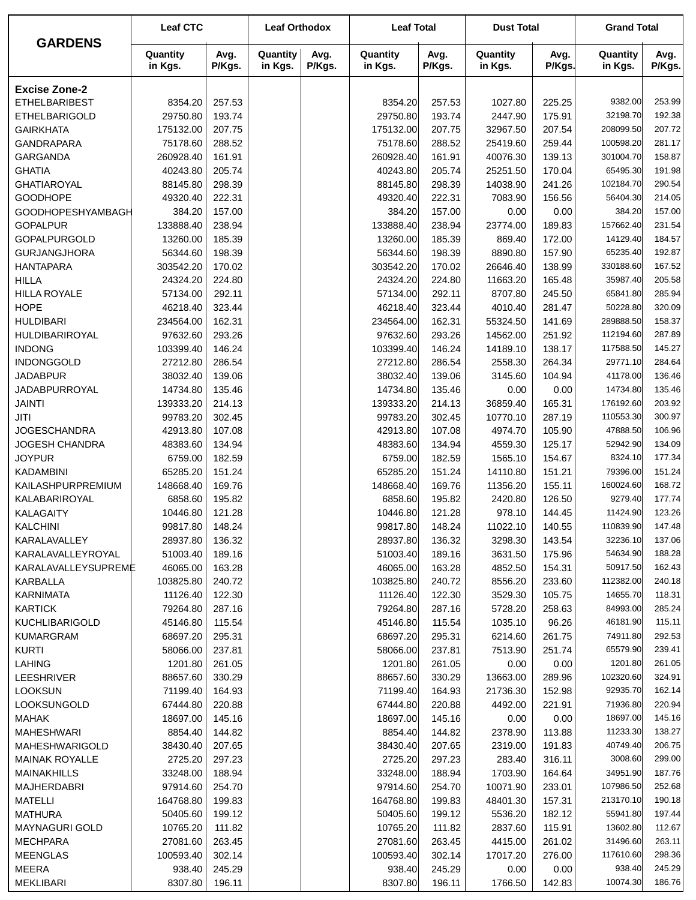| GARDENS | Leaf CTC | | Leaf Orthodox | | Leaf Total | | Dust Total | | Grand Total | |
|---|---|---|---|---|---|---|---|---|---|---|
| | Quantity in Kgs. | Avg. P/Kgs. | Quantity in Kgs. | Avg. P/Kgs. | Quantity in Kgs. | Avg. P/Kgs. | Quantity in Kgs. | Avg. P/Kgs. | Quantity in Kgs. | Avg. P/Kgs. |
| **Excise Zone-2** | | | | | | | | | | |
| ETHELBARIBEST | 8354.20 | 257.53 | | | 8354.20 | 257.53 | 1027.80 | 225.25 | 9382.00 | 253.99 |
| ETHELBARIGOLD | 29750.80 | 193.74 | | | 29750.80 | 193.74 | 2447.90 | 175.91 | 32198.70 | 192.38 |
| GAIRKHATA | 175132.00 | 207.75 | | | 175132.00 | 207.75 | 32967.50 | 207.54 | 208099.50 | 207.72 |
| GANDRAPARA | 75178.60 | 288.52 | | | 75178.60 | 288.52 | 25419.60 | 259.44 | 100598.20 | 281.17 |
| GARGANDA | 260928.40 | 161.91 | | | 260928.40 | 161.91 | 40076.30 | 139.13 | 301004.70 | 158.87 |
| GHATIA | 40243.80 | 205.74 | | | 40243.80 | 205.74 | 25251.50 | 170.04 | 65495.30 | 191.98 |
| GHATIAROYAL | 88145.80 | 298.39 | | | 88145.80 | 298.39 | 14038.90 | 241.26 | 102184.70 | 290.54 |
| GOODHOPE | 49320.40 | 222.31 | | | 49320.40 | 222.31 | 7083.90 | 156.56 | 56404.30 | 214.05 |
| GOODHOPESHYAMBAGH | 384.20 | 157.00 | | | 384.20 | 157.00 | 0.00 | 0.00 | 384.20 | 157.00 |
| GOPALPUR | 133888.40 | 238.94 | | | 133888.40 | 238.94 | 23774.00 | 189.83 | 157662.40 | 231.54 |
| GOPALPURGOLD | 13260.00 | 185.39 | | | 13260.00 | 185.39 | 869.40 | 172.00 | 14129.40 | 184.57 |
| GURJANGJHORA | 56344.60 | 198.39 | | | 56344.60 | 198.39 | 8890.80 | 157.90 | 65235.40 | 192.87 |
| HANTAPARA | 303542.20 | 170.02 | | | 303542.20 | 170.02 | 26646.40 | 138.99 | 330188.60 | 167.52 |
| HILLA | 24324.20 | 224.80 | | | 24324.20 | 224.80 | 11663.20 | 165.48 | 35987.40 | 205.58 |
| HILLA ROYALE | 57134.00 | 292.11 | | | 57134.00 | 292.11 | 8707.80 | 245.50 | 65841.80 | 285.94 |
| HOPE | 46218.40 | 323.44 | | | 46218.40 | 323.44 | 4010.40 | 281.47 | 50228.80 | 320.09 |
| HULDIBARI | 234564.00 | 162.31 | | | 234564.00 | 162.31 | 55324.50 | 141.69 | 289888.50 | 158.37 |
| HULDIBARIROYAL | 97632.60 | 293.26 | | | 97632.60 | 293.26 | 14562.00 | 251.92 | 112194.60 | 287.89 |
| INDONG | 103399.40 | 146.24 | | | 103399.40 | 146.24 | 14189.10 | 138.17 | 117588.50 | 145.27 |
| INDONGGOLD | 27212.80 | 286.54 | | | 27212.80 | 286.54 | 2558.30 | 264.34 | 29771.10 | 284.64 |
| JADABPUR | 38032.40 | 139.06 | | | 38032.40 | 139.06 | 3145.60 | 104.94 | 41178.00 | 136.46 |
| JADABPURROYAL | 14734.80 | 135.46 | | | 14734.80 | 135.46 | 0.00 | 0.00 | 14734.80 | 135.46 |
| JAINTI | 139333.20 | 214.13 | | | 139333.20 | 214.13 | 36859.40 | 165.31 | 176192.60 | 203.92 |
| JITI | 99783.20 | 302.45 | | | 99783.20 | 302.45 | 10770.10 | 287.19 | 110553.30 | 300.97 |
| JOGESCHANDRA | 42913.80 | 107.08 | | | 42913.80 | 107.08 | 4974.70 | 105.90 | 47888.50 | 106.96 |
| JOGESH CHANDRA | 48383.60 | 134.94 | | | 48383.60 | 134.94 | 4559.30 | 125.17 | 52942.90 | 134.09 |
| JOYPUR | 6759.00 | 182.59 | | | 6759.00 | 182.59 | 1565.10 | 154.67 | 8324.10 | 177.34 |
| KADAMBINI | 65285.20 | 151.24 | | | 65285.20 | 151.24 | 14110.80 | 151.21 | 79396.00 | 151.24 |
| KAILASHPURPREMIUM | 148668.40 | 169.76 | | | 148668.40 | 169.76 | 11356.20 | 155.11 | 160024.60 | 168.72 |
| KALABARIROYAL | 6858.60 | 195.82 | | | 6858.60 | 195.82 | 2420.80 | 126.50 | 9279.40 | 177.74 |
| KALAGAITY | 10446.80 | 121.28 | | | 10446.80 | 121.28 | 978.10 | 144.45 | 11424.90 | 123.26 |
| KALCHINI | 99817.80 | 148.24 | | | 99817.80 | 148.24 | 11022.10 | 140.55 | 110839.90 | 147.48 |
| KARALAVALLEY | 28937.80 | 136.32 | | | 28937.80 | 136.32 | 3298.30 | 143.54 | 32236.10 | 137.06 |
| KARALAVALLEYROYAL | 51003.40 | 189.16 | | | 51003.40 | 189.16 | 3631.50 | 175.96 | 54634.90 | 188.28 |
| KARALAVALLEYSUPREME | 46065.00 | 163.28 | | | 46065.00 | 163.28 | 4852.50 | 154.31 | 50917.50 | 162.43 |
| KARBALLA | 103825.80 | 240.72 | | | 103825.80 | 240.72 | 8556.20 | 233.60 | 112382.00 | 240.18 |
| KARNIMATA | 11126.40 | 122.30 | | | 11126.40 | 122.30 | 3529.30 | 105.75 | 14655.70 | 118.31 |
| KARTICK | 79264.80 | 287.16 | | | 79264.80 | 287.16 | 5728.20 | 258.63 | 84993.00 | 285.24 |
| KUCHLIBARIGOLD | 45146.80 | 115.54 | | | 45146.80 | 115.54 | 1035.10 | 96.26 | 46181.90 | 115.11 |
| KUMARGRAM | 68697.20 | 295.31 | | | 68697.20 | 295.31 | 6214.60 | 261.75 | 74911.80 | 292.53 |
| KURTI | 58066.00 | 237.81 | | | 58066.00 | 237.81 | 7513.90 | 251.74 | 65579.90 | 239.41 |
| LAHING | 1201.80 | 261.05 | | | 1201.80 | 261.05 | 0.00 | 0.00 | 1201.80 | 261.05 |
| LEESHRIVER | 88657.60 | 330.29 | | | 88657.60 | 330.29 | 13663.00 | 289.96 | 102320.60 | 324.91 |
| LOOKSUN | 71199.40 | 164.93 | | | 71199.40 | 164.93 | 21736.30 | 152.98 | 92935.70 | 162.14 |
| LOOKSUNGOLD | 67444.80 | 220.88 | | | 67444.80 | 220.88 | 4492.00 | 221.91 | 71936.80 | 220.94 |
| MAHAK | 18697.00 | 145.16 | | | 18697.00 | 145.16 | 0.00 | 0.00 | 18697.00 | 145.16 |
| MAHESHWARI | 8854.40 | 144.82 | | | 8854.40 | 144.82 | 2378.90 | 113.88 | 11233.30 | 138.27 |
| MAHESHWARIGOLD | 38430.40 | 207.65 | | | 38430.40 | 207.65 | 2319.00 | 191.83 | 40749.40 | 206.75 |
| MAINAK ROYALLE | 2725.20 | 297.23 | | | 2725.20 | 297.23 | 283.40 | 316.11 | 3008.60 | 299.00 |
| MAINAKHILLS | 33248.00 | 188.94 | | | 33248.00 | 188.94 | 1703.90 | 164.64 | 34951.90 | 187.76 |
| MAJHERDABRI | 97914.60 | 254.70 | | | 97914.60 | 254.70 | 10071.90 | 233.01 | 107986.50 | 252.68 |
| MATELLI | 164768.80 | 199.83 | | | 164768.80 | 199.83 | 48401.30 | 157.31 | 213170.10 | 190.18 |
| MATHURA | 50405.60 | 199.12 | | | 50405.60 | 199.12 | 5536.20 | 182.12 | 55941.80 | 197.44 |
| MAYNAGURI GOLD | 10765.20 | 111.82 | | | 10765.20 | 111.82 | 2837.60 | 115.91 | 13602.80 | 112.67 |
| MECHPARA | 27081.60 | 263.45 | | | 27081.60 | 263.45 | 4415.00 | 261.02 | 31496.60 | 263.11 |
| MEENGLAS | 100593.40 | 302.14 | | | 100593.40 | 302.14 | 17017.20 | 276.00 | 117610.60 | 298.36 |
| MEERA | 938.40 | 245.29 | | | 938.40 | 245.29 | 0.00 | 0.00 | 938.40 | 245.29 |
| MEKLIBARI | 8307.80 | 196.11 | | | 8307.80 | 196.11 | 1766.50 | 142.83 | 10074.30 | 186.76 |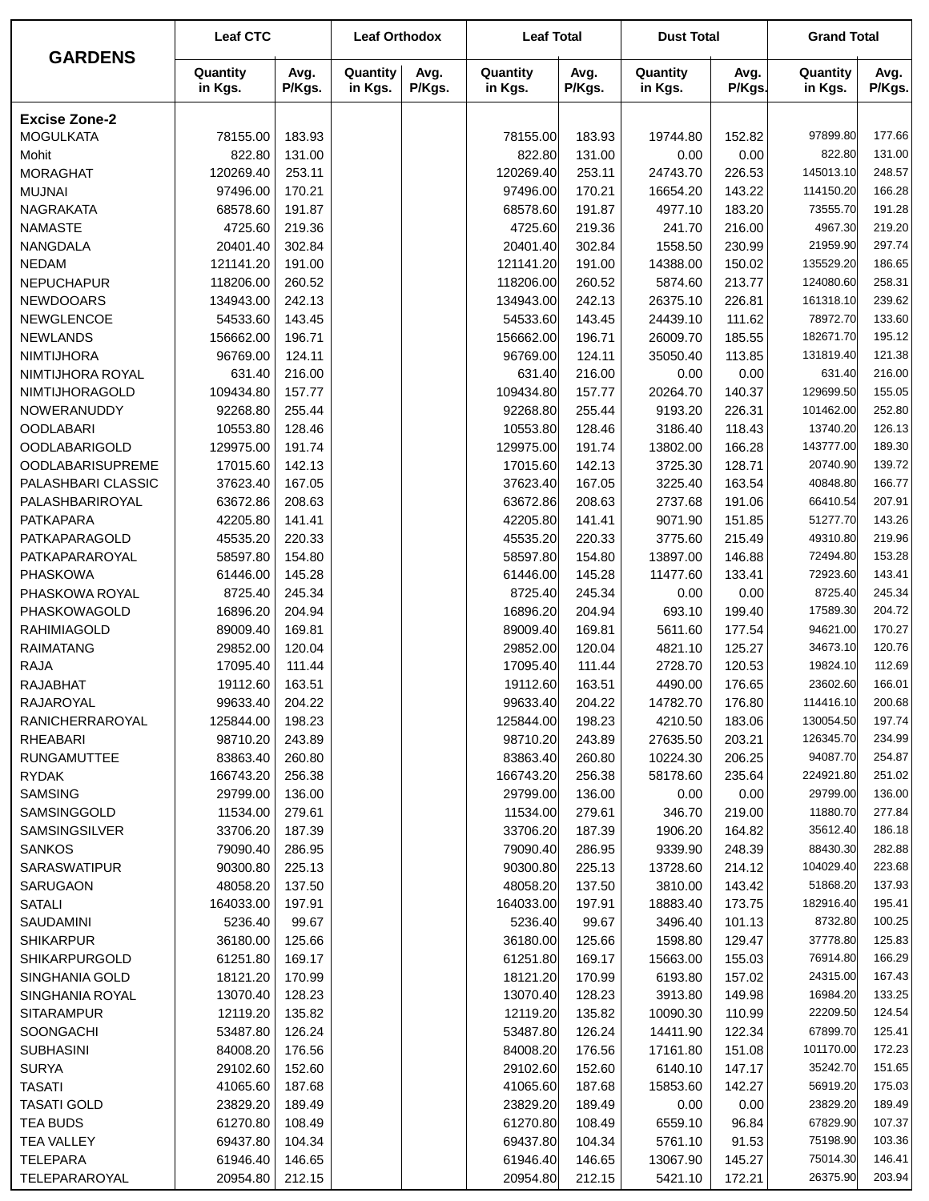| GARDENS | Leaf CTC | | Leaf Orthodox | | Leaf Total | | Dust Total | | Grand Total | |
|---|---|---|---|---|---|---|---|---|---|---|
| | Quantity in Kgs. | Avg. P/Kgs. | Quantity in Kgs. | Avg. P/Kgs. | Quantity in Kgs. | Avg. P/Kgs. | Quantity in Kgs. | Avg. P/Kgs. | Quantity in Kgs. | Avg. P/Kgs. |
| **Excise Zone-2** | | | | | | | | | | |
| MOGULKATA | 78155.00 | 183.93 | | | 78155.00 | 183.93 | 19744.80 | 152.82 | 97899.80 | 177.66 |
| Mohit | 822.80 | 131.00 | | | 822.80 | 131.00 | 0.00 | 0.00 | 822.80 | 131.00 |
| MORAGHAT | 120269.40 | 253.11 | | | 120269.40 | 253.11 | 24743.70 | 226.53 | 145013.10 | 248.57 |
| MUJNAI | 97496.00 | 170.21 | | | 97496.00 | 170.21 | 16654.20 | 143.22 | 114150.20 | 166.28 |
| NAGRAKATA | 68578.60 | 191.87 | | | 68578.60 | 191.87 | 4977.10 | 183.20 | 73555.70 | 191.28 |
| NAMASTE | 4725.60 | 219.36 | | | 4725.60 | 219.36 | 241.70 | 216.00 | 4967.30 | 219.20 |
| NANGDALA | 20401.40 | 302.84 | | | 20401.40 | 302.84 | 1558.50 | 230.99 | 21959.90 | 297.74 |
| NEDAM | 121141.20 | 191.00 | | | 121141.20 | 191.00 | 14388.00 | 150.02 | 135529.20 | 186.65 |
| NEPUCHAPUR | 118206.00 | 260.52 | | | 118206.00 | 260.52 | 5874.60 | 213.77 | 124080.60 | 258.31 |
| NEWDOOARS | 134943.00 | 242.13 | | | 134943.00 | 242.13 | 26375.10 | 226.81 | 161318.10 | 239.62 |
| NEWGLENCOE | 54533.60 | 143.45 | | | 54533.60 | 143.45 | 24439.10 | 111.62 | 78972.70 | 133.60 |
| NEWLANDS | 156662.00 | 196.71 | | | 156662.00 | 196.71 | 26009.70 | 185.55 | 182671.70 | 195.12 |
| NIMTIJHORA | 96769.00 | 124.11 | | | 96769.00 | 124.11 | 35050.40 | 113.85 | 131819.40 | 121.38 |
| NIMTIJHORA ROYAL | 631.40 | 216.00 | | | 631.40 | 216.00 | 0.00 | 0.00 | 631.40 | 216.00 |
| NIMTIJHORAGOLD | 109434.80 | 157.77 | | | 109434.80 | 157.77 | 20264.70 | 140.37 | 129699.50 | 155.05 |
| NOWERANUDDY | 92268.80 | 255.44 | | | 92268.80 | 255.44 | 9193.20 | 226.31 | 101462.00 | 252.80 |
| OODLABARI | 10553.80 | 128.46 | | | 10553.80 | 128.46 | 3186.40 | 118.43 | 13740.20 | 126.13 |
| OODLABARIGOLD | 129975.00 | 191.74 | | | 129975.00 | 191.74 | 13802.00 | 166.28 | 143777.00 | 189.30 |
| OODLABARISUPREME | 17015.60 | 142.13 | | | 17015.60 | 142.13 | 3725.30 | 128.71 | 20740.90 | 139.72 |
| PALASHBARI CLASSIC | 37623.40 | 167.05 | | | 37623.40 | 167.05 | 3225.40 | 163.54 | 40848.80 | 166.77 |
| PALASHBARIROYAL | 63672.86 | 208.63 | | | 63672.86 | 208.63 | 2737.68 | 191.06 | 66410.54 | 207.91 |
| PATKAPARA | 42205.80 | 141.41 | | | 42205.80 | 141.41 | 9071.90 | 151.85 | 51277.70 | 143.26 |
| PATKAPARAGOLD | 45535.20 | 220.33 | | | 45535.20 | 220.33 | 3775.60 | 215.49 | 49310.80 | 219.96 |
| PATKAPARAROYAL | 58597.80 | 154.80 | | | 58597.80 | 154.80 | 13897.00 | 146.88 | 72494.80 | 153.28 |
| PHASKOWA | 61446.00 | 145.28 | | | 61446.00 | 145.28 | 11477.60 | 133.41 | 72923.60 | 143.41 |
| PHASKOWA ROYAL | 8725.40 | 245.34 | | | 8725.40 | 245.34 | 0.00 | 0.00 | 8725.40 | 245.34 |
| PHASKOWAGOLD | 16896.20 | 204.94 | | | 16896.20 | 204.94 | 693.10 | 199.40 | 17589.30 | 204.72 |
| RAHIMIAGOLD | 89009.40 | 169.81 | | | 89009.40 | 169.81 | 5611.60 | 177.54 | 94621.00 | 170.27 |
| RAIMATANG | 29852.00 | 120.04 | | | 29852.00 | 120.04 | 4821.10 | 125.27 | 34673.10 | 120.76 |
| RAJA | 17095.40 | 111.44 | | | 17095.40 | 111.44 | 2728.70 | 120.53 | 19824.10 | 112.69 |
| RAJABHAT | 19112.60 | 163.51 | | | 19112.60 | 163.51 | 4490.00 | 176.65 | 23602.60 | 166.01 |
| RAJAROYAL | 99633.40 | 204.22 | | | 99633.40 | 204.22 | 14782.70 | 176.80 | 114416.10 | 200.68 |
| RANICHERRAROYAL | 125844.00 | 198.23 | | | 125844.00 | 198.23 | 4210.50 | 183.06 | 130054.50 | 197.74 |
| RHEABARI | 98710.20 | 243.89 | | | 98710.20 | 243.89 | 27635.50 | 203.21 | 126345.70 | 234.99 |
| RUNGAMUTTEE | 83863.40 | 260.80 | | | 83863.40 | 260.80 | 10224.30 | 206.25 | 94087.70 | 254.87 |
| RYDAK | 166743.20 | 256.38 | | | 166743.20 | 256.38 | 58178.60 | 235.64 | 224921.80 | 251.02 |
| SAMSING | 29799.00 | 136.00 | | | 29799.00 | 136.00 | 0.00 | 0.00 | 29799.00 | 136.00 |
| SAMSINGGOLD | 11534.00 | 279.61 | | | 11534.00 | 279.61 | 346.70 | 219.00 | 11880.70 | 277.84 |
| SAMSINGSILVER | 33706.20 | 187.39 | | | 33706.20 | 187.39 | 1906.20 | 164.82 | 35612.40 | 186.18 |
| SANKOS | 79090.40 | 286.95 | | | 79090.40 | 286.95 | 9339.90 | 248.39 | 88430.30 | 282.88 |
| SARASWATIPUR | 90300.80 | 225.13 | | | 90300.80 | 225.13 | 13728.60 | 214.12 | 104029.40 | 223.68 |
| SARUGAON | 48058.20 | 137.50 | | | 48058.20 | 137.50 | 3810.00 | 143.42 | 51868.20 | 137.93 |
| SATALI | 164033.00 | 197.91 | | | 164033.00 | 197.91 | 18883.40 | 173.75 | 182916.40 | 195.41 |
| SAUDAMINI | 5236.40 | 99.67 | | | 5236.40 | 99.67 | 3496.40 | 101.13 | 8732.80 | 100.25 |
| SHIKARPUR | 36180.00 | 125.66 | | | 36180.00 | 125.66 | 1598.80 | 129.47 | 37778.80 | 125.83 |
| SHIKARPURGOLD | 61251.80 | 169.17 | | | 61251.80 | 169.17 | 15663.00 | 155.03 | 76914.80 | 166.29 |
| SINGHANIA GOLD | 18121.20 | 170.99 | | | 18121.20 | 170.99 | 6193.80 | 157.02 | 24315.00 | 167.43 |
| SINGHANIA ROYAL | 13070.40 | 128.23 | | | 13070.40 | 128.23 | 3913.80 | 149.98 | 16984.20 | 133.25 |
| SITARAMPUR | 12119.20 | 135.82 | | | 12119.20 | 135.82 | 10090.30 | 110.99 | 22209.50 | 124.54 |
| SOONGACHI | 53487.80 | 126.24 | | | 53487.80 | 126.24 | 14411.90 | 122.34 | 67899.70 | 125.41 |
| SUBHASINI | 84008.20 | 176.56 | | | 84008.20 | 176.56 | 17161.80 | 151.08 | 101170.00 | 172.23 |
| SURYA | 29102.60 | 152.60 | | | 29102.60 | 152.60 | 6140.10 | 147.17 | 35242.70 | 151.65 |
| TASATI | 41065.60 | 187.68 | | | 41065.60 | 187.68 | 15853.60 | 142.27 | 56919.20 | 175.03 |
| TASATI GOLD | 23829.20 | 189.49 | | | 23829.20 | 189.49 | 0.00 | 0.00 | 23829.20 | 189.49 |
| TEA BUDS | 61270.80 | 108.49 | | | 61270.80 | 108.49 | 6559.10 | 96.84 | 67829.90 | 107.37 |
| TEA VALLEY | 69437.80 | 104.34 | | | 69437.80 | 104.34 | 5761.10 | 91.53 | 75198.90 | 103.36 |
| TELEPARA | 61946.40 | 146.65 | | | 61946.40 | 146.65 | 13067.90 | 145.27 | 75014.30 | 146.41 |
| TELEPARAROYAL | 20954.80 | 212.15 | | | 20954.80 | 212.15 | 5421.10 | 172.21 | 26375.90 | 203.94 |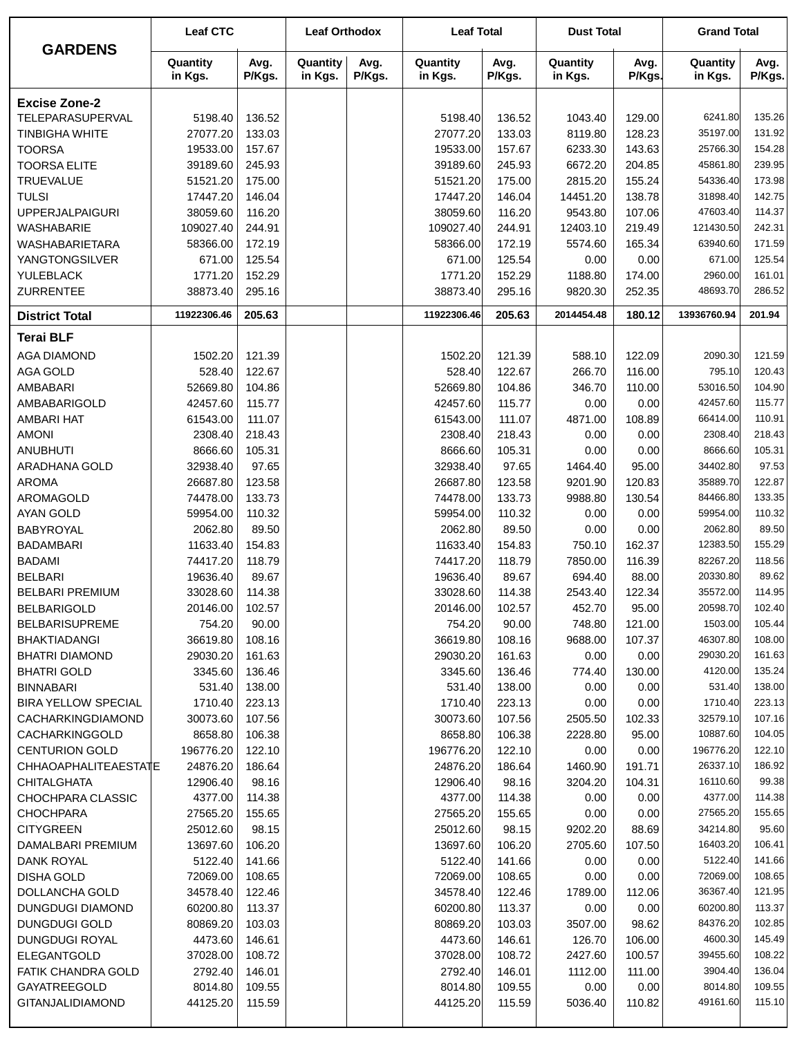| GARDENS | Leaf CTC | | Leaf Orthodox | | Leaf Total | | Dust Total | | Grand Total | |
|---|---|---|---|---|---|---|---|---|---|---|
| | Quantity in Kgs. | Avg. P/Kgs. | Quantity in Kgs. | Avg. P/Kgs. | Quantity in Kgs. | Avg. P/Kgs. | Quantity in Kgs. | Avg. P/Kgs. | Quantity in Kgs. | Avg. P/Kgs. |
| **Excise Zone-2** | | | | | | | | | | |
| TELEPARASUPERVAL | 5198.40 | 136.52 | | | 5198.40 | 136.52 | 1043.40 | 129.00 | 6241.80 | 135.26 |
| TINBIGHA WHITE | 27077.20 | 133.03 | | | 27077.20 | 133.03 | 8119.80 | 128.23 | 35197.00 | 131.92 |
| TOORSA | 19533.00 | 157.67 | | | 19533.00 | 157.67 | 6233.30 | 143.63 | 25766.30 | 154.28 |
| TOORSA ELITE | 39189.60 | 245.93 | | | 39189.60 | 245.93 | 6672.20 | 204.85 | 45861.80 | 239.95 |
| TRUEVALUE | 51521.20 | 175.00 | | | 51521.20 | 175.00 | 2815.20 | 155.24 | 54336.40 | 173.98 |
| TULSI | 17447.20 | 146.04 | | | 17447.20 | 146.04 | 14451.20 | 138.78 | 31898.40 | 142.75 |
| UPPERJALPAIGURI | 38059.60 | 116.20 | | | 38059.60 | 116.20 | 9543.80 | 107.06 | 47603.40 | 114.37 |
| WASHABARIE | 109027.40 | 244.91 | | | 109027.40 | 244.91 | 12403.10 | 219.49 | 121430.50 | 242.31 |
| WASHABARIETARA | 58366.00 | 172.19 | | | 58366.00 | 172.19 | 5574.60 | 165.34 | 63940.60 | 171.59 |
| YANGTONGSILVER | 671.00 | 125.54 | | | 671.00 | 125.54 | 0.00 | 0.00 | 671.00 | 125.54 |
| YULEBLACK | 1771.20 | 152.29 | | | 1771.20 | 152.29 | 1188.80 | 174.00 | 2960.00 | 161.01 |
| ZURRENTEE | 38873.40 | 295.16 | | | 38873.40 | 295.16 | 9820.30 | 252.35 | 48693.70 | 286.52 |
| **District Total** | **11922306.46** | **205.63** | | | **11922306.46** | **205.63** | **2014454.48** | **180.12** | **13936760.94** | **201.94** |
| **Terai BLF** | | | | | | | | | | |
| AGA DIAMOND | 1502.20 | 121.39 | | | 1502.20 | 121.39 | 588.10 | 122.09 | 2090.30 | 121.59 |
| AGA GOLD | 528.40 | 122.67 | | | 528.40 | 122.67 | 266.70 | 116.00 | 795.10 | 120.43 |
| AMBABARI | 52669.80 | 104.86 | | | 52669.80 | 104.86 | 346.70 | 110.00 | 53016.50 | 104.90 |
| AMBABARIGOLD | 42457.60 | 115.77 | | | 42457.60 | 115.77 | 0.00 | 0.00 | 42457.60 | 115.77 |
| AMBARI HAT | 61543.00 | 111.07 | | | 61543.00 | 111.07 | 4871.00 | 108.89 | 66414.00 | 110.91 |
| AMONI | 2308.40 | 218.43 | | | 2308.40 | 218.43 | 0.00 | 0.00 | 2308.40 | 218.43 |
| ANUBHUTI | 8666.60 | 105.31 | | | 8666.60 | 105.31 | 0.00 | 0.00 | 8666.60 | 105.31 |
| ARADHANA GOLD | 32938.40 | 97.65 | | | 32938.40 | 97.65 | 1464.40 | 95.00 | 34402.80 | 97.53 |
| AROMA | 26687.80 | 123.58 | | | 26687.80 | 123.58 | 9201.90 | 120.83 | 35889.70 | 122.87 |
| AROMAGOLD | 74478.00 | 133.73 | | | 74478.00 | 133.73 | 9988.80 | 130.54 | 84466.80 | 133.35 |
| AYAN GOLD | 59954.00 | 110.32 | | | 59954.00 | 110.32 | 0.00 | 0.00 | 59954.00 | 110.32 |
| BABYROYAL | 2062.80 | 89.50 | | | 2062.80 | 89.50 | 0.00 | 0.00 | 2062.80 | 89.50 |
| BADAMBARI | 11633.40 | 154.83 | | | 11633.40 | 154.83 | 750.10 | 162.37 | 12383.50 | 155.29 |
| BADAMI | 74417.20 | 118.79 | | | 74417.20 | 118.79 | 7850.00 | 116.39 | 82267.20 | 118.56 |
| BELBARI | 19636.40 | 89.67 | | | 19636.40 | 89.67 | 694.40 | 88.00 | 20330.80 | 89.62 |
| BELBARI PREMIUM | 33028.60 | 114.38 | | | 33028.60 | 114.38 | 2543.40 | 122.34 | 35572.00 | 114.95 |
| BELBARIGOLD | 20146.00 | 102.57 | | | 20146.00 | 102.57 | 452.70 | 95.00 | 20598.70 | 102.40 |
| BELBARISUPREME | 754.20 | 90.00 | | | 754.20 | 90.00 | 748.80 | 121.00 | 1503.00 | 105.44 |
| BHAKTIADANGI | 36619.80 | 108.16 | | | 36619.80 | 108.16 | 9688.00 | 107.37 | 46307.80 | 108.00 |
| BHATRI DIAMOND | 29030.20 | 161.63 | | | 29030.20 | 161.63 | 0.00 | 0.00 | 29030.20 | 161.63 |
| BHATRI GOLD | 3345.60 | 136.46 | | | 3345.60 | 136.46 | 774.40 | 130.00 | 4120.00 | 135.24 |
| BINNABARI | 531.40 | 138.00 | | | 531.40 | 138.00 | 0.00 | 0.00 | 531.40 | 138.00 |
| BIRA YELLOW SPECIAL | 1710.40 | 223.13 | | | 1710.40 | 223.13 | 0.00 | 0.00 | 1710.40 | 223.13 |
| CACHARKINGDIAMOND | 30073.60 | 107.56 | | | 30073.60 | 107.56 | 2505.50 | 102.33 | 32579.10 | 107.16 |
| CACHARKINGGOLD | 8658.80 | 106.38 | | | 8658.80 | 106.38 | 2228.80 | 95.00 | 10887.60 | 104.05 |
| CENTURION GOLD | 196776.20 | 122.10 | | | 196776.20 | 122.10 | 0.00 | 0.00 | 196776.20 | 122.10 |
| CHHAOAPHALITEAESTATE | 24876.20 | 186.64 | | | 24876.20 | 186.64 | 1460.90 | 191.71 | 26337.10 | 186.92 |
| CHITALGHATA | 12906.40 | 98.16 | | | 12906.40 | 98.16 | 3204.20 | 104.31 | 16110.60 | 99.38 |
| CHOCHPARA CLASSIC | 4377.00 | 114.38 | | | 4377.00 | 114.38 | 0.00 | 0.00 | 4377.00 | 114.38 |
| CHOCHPARA | 27565.20 | 155.65 | | | 27565.20 | 155.65 | 0.00 | 0.00 | 27565.20 | 155.65 |
| CITYGREEN | 25012.60 | 98.15 | | | 25012.60 | 98.15 | 9202.20 | 88.69 | 34214.80 | 95.60 |
| DAMALBARI PREMIUM | 13697.60 | 106.20 | | | 13697.60 | 106.20 | 2705.60 | 107.50 | 16403.20 | 106.41 |
| DANK ROYAL | 5122.40 | 141.66 | | | 5122.40 | 141.66 | 0.00 | 0.00 | 5122.40 | 141.66 |
| DISHA GOLD | 72069.00 | 108.65 | | | 72069.00 | 108.65 | 0.00 | 0.00 | 72069.00 | 108.65 |
| DOLLANCHA GOLD | 34578.40 | 122.46 | | | 34578.40 | 122.46 | 1789.00 | 112.06 | 36367.40 | 121.95 |
| DUNGDUGI DIAMOND | 60200.80 | 113.37 | | | 60200.80 | 113.37 | 0.00 | 0.00 | 60200.80 | 113.37 |
| DUNGDUGI GOLD | 80869.20 | 103.03 | | | 80869.20 | 103.03 | 3507.00 | 98.62 | 84376.20 | 102.85 |
| DUNGDUGI ROYAL | 4473.60 | 146.61 | | | 4473.60 | 146.61 | 126.70 | 106.00 | 4600.30 | 145.49 |
| ELEGANTGOLD | 37028.00 | 108.72 | | | 37028.00 | 108.72 | 2427.60 | 100.57 | 39455.60 | 108.22 |
| FATIK CHANDRA GOLD | 2792.40 | 146.01 | | | 2792.40 | 146.01 | 1112.00 | 111.00 | 3904.40 | 136.04 |
| GAYATREEGOLD | 8014.80 | 109.55 | | | 8014.80 | 109.55 | 0.00 | 0.00 | 8014.80 | 109.55 |
| GITANJALIDIAMOND | 44125.20 | 115.59 | | | 44125.20 | 115.59 | 5036.40 | 110.82 | 49161.60 | 115.10 |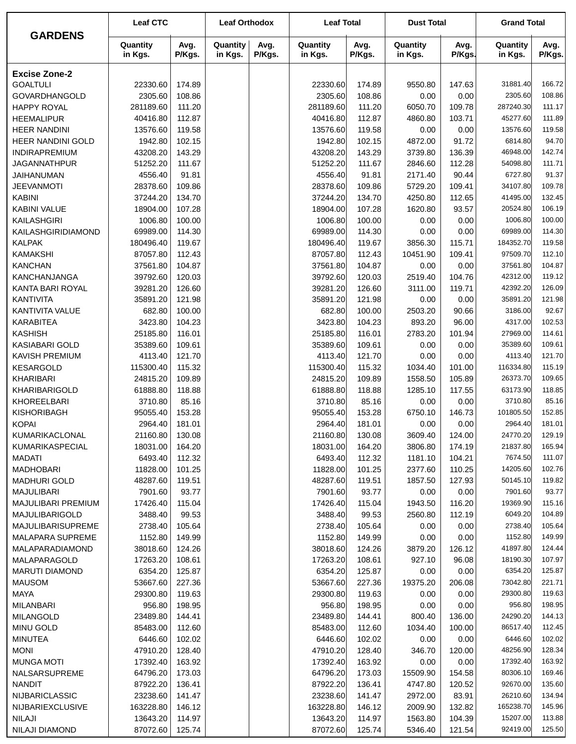| GARDENS | Leaf CTC | | Leaf Orthodox | | Leaf Total | | Dust Total | | Grand Total | |
|---|---|---|---|---|---|---|---|---|---|---|
| | Quantity in Kgs. | Avg. P/Kgs. | Quantity in Kgs. | Avg. P/Kgs. | Quantity in Kgs. | Avg. P/Kgs. | Quantity in Kgs. | Avg. P/Kgs. | Quantity in Kgs. | Avg. P/Kgs. |
| **Excise Zone-2** | | | | | | | | | | |
| GOALTULI | 22330.60 | 174.89 | | | 22330.60 | 174.89 | 9550.80 | 147.63 | 31881.40 | 166.72 |
| GOVARDHANGOLD | 2305.60 | 108.86 | | | 2305.60 | 108.86 | 0.00 | 0.00 | 2305.60 | 108.86 |
| HAPPY ROYAL | 281189.60 | 111.20 | | | 281189.60 | 111.20 | 6050.70 | 109.78 | 287240.30 | 111.17 |
| HEEMALIPUR | 40416.80 | 112.87 | | | 40416.80 | 112.87 | 4860.80 | 103.71 | 45277.60 | 111.89 |
| HEER NANDINI | 13576.60 | 119.58 | | | 13576.60 | 119.58 | 0.00 | 0.00 | 13576.60 | 119.58 |
| HEER NANDINI GOLD | 1942.80 | 102.15 | | | 1942.80 | 102.15 | 4872.00 | 91.72 | 6814.80 | 94.70 |
| INDIRAPREMIUM | 43208.20 | 143.29 | | | 43208.20 | 143.29 | 3739.80 | 136.39 | 46948.00 | 142.74 |
| JAGANNATHPUR | 51252.20 | 111.67 | | | 51252.20 | 111.67 | 2846.60 | 112.28 | 54098.80 | 111.71 |
| JAIHANUMAN | 4556.40 | 91.81 | | | 4556.40 | 91.81 | 2171.40 | 90.44 | 6727.80 | 91.37 |
| JEEVANMOTI | 28378.60 | 109.86 | | | 28378.60 | 109.86 | 5729.20 | 109.41 | 34107.80 | 109.78 |
| KABINI | 37244.20 | 134.70 | | | 37244.20 | 134.70 | 4250.80 | 112.65 | 41495.00 | 132.45 |
| KABINI VALUE | 18904.00 | 107.28 | | | 18904.00 | 107.28 | 1620.80 | 93.57 | 20524.80 | 106.19 |
| KAILASHGIRI | 1006.80 | 100.00 | | | 1006.80 | 100.00 | 0.00 | 0.00 | 1006.80 | 100.00 |
| KAILASHGIRIDIAMOND | 69989.00 | 114.30 | | | 69989.00 | 114.30 | 0.00 | 0.00 | 69989.00 | 114.30 |
| KALPAK | 180496.40 | 119.67 | | | 180496.40 | 119.67 | 3856.30 | 115.71 | 184352.70 | 119.58 |
| KAMAKSHI | 87057.80 | 112.43 | | | 87057.80 | 112.43 | 10451.90 | 109.41 | 97509.70 | 112.10 |
| KANCHAN | 37561.80 | 104.87 | | | 37561.80 | 104.87 | 0.00 | 0.00 | 37561.80 | 104.87 |
| KANCHANJANGA | 39792.60 | 120.03 | | | 39792.60 | 120.03 | 2519.40 | 104.76 | 42312.00 | 119.12 |
| KANTA BARI ROYAL | 39281.20 | 126.60 | | | 39281.20 | 126.60 | 3111.00 | 119.71 | 42392.20 | 126.09 |
| KANTIVITA | 35891.20 | 121.98 | | | 35891.20 | 121.98 | 0.00 | 0.00 | 35891.20 | 121.98 |
| KANTIVITA VALUE | 682.80 | 100.00 | | | 682.80 | 100.00 | 2503.20 | 90.66 | 3186.00 | 92.67 |
| KARABITEA | 3423.80 | 104.23 | | | 3423.80 | 104.23 | 893.20 | 96.00 | 4317.00 | 102.53 |
| KASHISH | 25185.80 | 116.01 | | | 25185.80 | 116.01 | 2783.20 | 101.94 | 27969.00 | 114.61 |
| KASIABARI GOLD | 35389.60 | 109.61 | | | 35389.60 | 109.61 | 0.00 | 0.00 | 35389.60 | 109.61 |
| KAVISH PREMIUM | 4113.40 | 121.70 | | | 4113.40 | 121.70 | 0.00 | 0.00 | 4113.40 | 121.70 |
| KESARGOLD | 115300.40 | 115.32 | | | 115300.40 | 115.32 | 1034.40 | 101.00 | 116334.80 | 115.19 |
| KHARIBARI | 24815.20 | 109.89 | | | 24815.20 | 109.89 | 1558.50 | 105.89 | 26373.70 | 109.65 |
| KHARIBARIGOLD | 61888.80 | 118.88 | | | 61888.80 | 118.88 | 1285.10 | 117.55 | 63173.90 | 118.85 |
| KHOREELBARI | 3710.80 | 85.16 | | | 3710.80 | 85.16 | 0.00 | 0.00 | 3710.80 | 85.16 |
| KISHORIBAGH | 95055.40 | 153.28 | | | 95055.40 | 153.28 | 6750.10 | 146.73 | 101805.50 | 152.85 |
| KOPAI | 2964.40 | 181.01 | | | 2964.40 | 181.01 | 0.00 | 0.00 | 2964.40 | 181.01 |
| KUMARIKACLONAL | 21160.80 | 130.08 | | | 21160.80 | 130.08 | 3609.40 | 124.00 | 24770.20 | 129.19 |
| KUMARIKASPECIAL | 18031.00 | 164.20 | | | 18031.00 | 164.20 | 3806.80 | 174.19 | 21837.80 | 165.94 |
| MADATI | 6493.40 | 112.32 | | | 6493.40 | 112.32 | 1181.10 | 104.21 | 7674.50 | 111.07 |
| MADHOBARI | 11828.00 | 101.25 | | | 11828.00 | 101.25 | 2377.60 | 110.25 | 14205.60 | 102.76 |
| MADHURI GOLD | 48287.60 | 119.51 | | | 48287.60 | 119.51 | 1857.50 | 127.93 | 50145.10 | 119.82 |
| MAJULIBARI | 7901.60 | 93.77 | | | 7901.60 | 93.77 | 0.00 | 0.00 | 7901.60 | 93.77 |
| MAJULIBARI PREMIUM | 17426.40 | 115.04 | | | 17426.40 | 115.04 | 1943.50 | 116.20 | 19369.90 | 115.16 |
| MAJULIBARIGOLD | 3488.40 | 99.53 | | | 3488.40 | 99.53 | 2560.80 | 112.19 | 6049.20 | 104.89 |
| MAJULIBARISUPREME | 2738.40 | 105.64 | | | 2738.40 | 105.64 | 0.00 | 0.00 | 2738.40 | 105.64 |
| MALAPARA SUPREME | 1152.80 | 149.99 | | | 1152.80 | 149.99 | 0.00 | 0.00 | 1152.80 | 149.99 |
| MALAPARADIAMOND | 38018.60 | 124.26 | | | 38018.60 | 124.26 | 3879.20 | 126.12 | 41897.80 | 124.44 |
| MALAPARAGOLD | 17263.20 | 108.61 | | | 17263.20 | 108.61 | 927.10 | 96.08 | 18190.30 | 107.97 |
| MARUTI DIAMOND | 6354.20 | 125.87 | | | 6354.20 | 125.87 | 0.00 | 0.00 | 6354.20 | 125.87 |
| MAUSOM | 53667.60 | 227.36 | | | 53667.60 | 227.36 | 19375.20 | 206.08 | 73042.80 | 221.71 |
| MAYA | 29300.80 | 119.63 | | | 29300.80 | 119.63 | 0.00 | 0.00 | 29300.80 | 119.63 |
| MILANBARI | 956.80 | 198.95 | | | 956.80 | 198.95 | 0.00 | 0.00 | 956.80 | 198.95 |
| MILANGOLD | 23489.80 | 144.41 | | | 23489.80 | 144.41 | 800.40 | 136.00 | 24290.20 | 144.13 |
| MINU GOLD | 85483.00 | 112.60 | | | 85483.00 | 112.60 | 1034.40 | 100.00 | 86517.40 | 112.45 |
| MINUTEA | 6446.60 | 102.02 | | | 6446.60 | 102.02 | 0.00 | 0.00 | 6446.60 | 102.02 |
| MONI | 47910.20 | 128.40 | | | 47910.20 | 128.40 | 346.70 | 120.00 | 48256.90 | 128.34 |
| MUNGA MOTI | 17392.40 | 163.92 | | | 17392.40 | 163.92 | 0.00 | 0.00 | 17392.40 | 163.92 |
| NALSARSUPREME | 64796.20 | 173.03 | | | 64796.20 | 173.03 | 15509.90 | 154.58 | 80306.10 | 169.46 |
| NANDIT | 87922.20 | 136.41 | | | 87922.20 | 136.41 | 4747.80 | 120.52 | 92670.00 | 135.60 |
| NIJBARICLASSIC | 23238.60 | 141.47 | | | 23238.60 | 141.47 | 2972.00 | 83.91 | 26210.60 | 134.94 |
| NIJBARIEXCLUSIVE | 163228.80 | 146.12 | | | 163228.80 | 146.12 | 2009.90 | 132.82 | 165238.70 | 145.96 |
| NILAJI | 13643.20 | 114.97 | | | 13643.20 | 114.97 | 1563.80 | 104.39 | 15207.00 | 113.88 |
| NILAJI DIAMOND | 87072.60 | 125.74 | | | 87072.60 | 125.74 | 5346.40 | 121.54 | 92419.00 | 125.50 |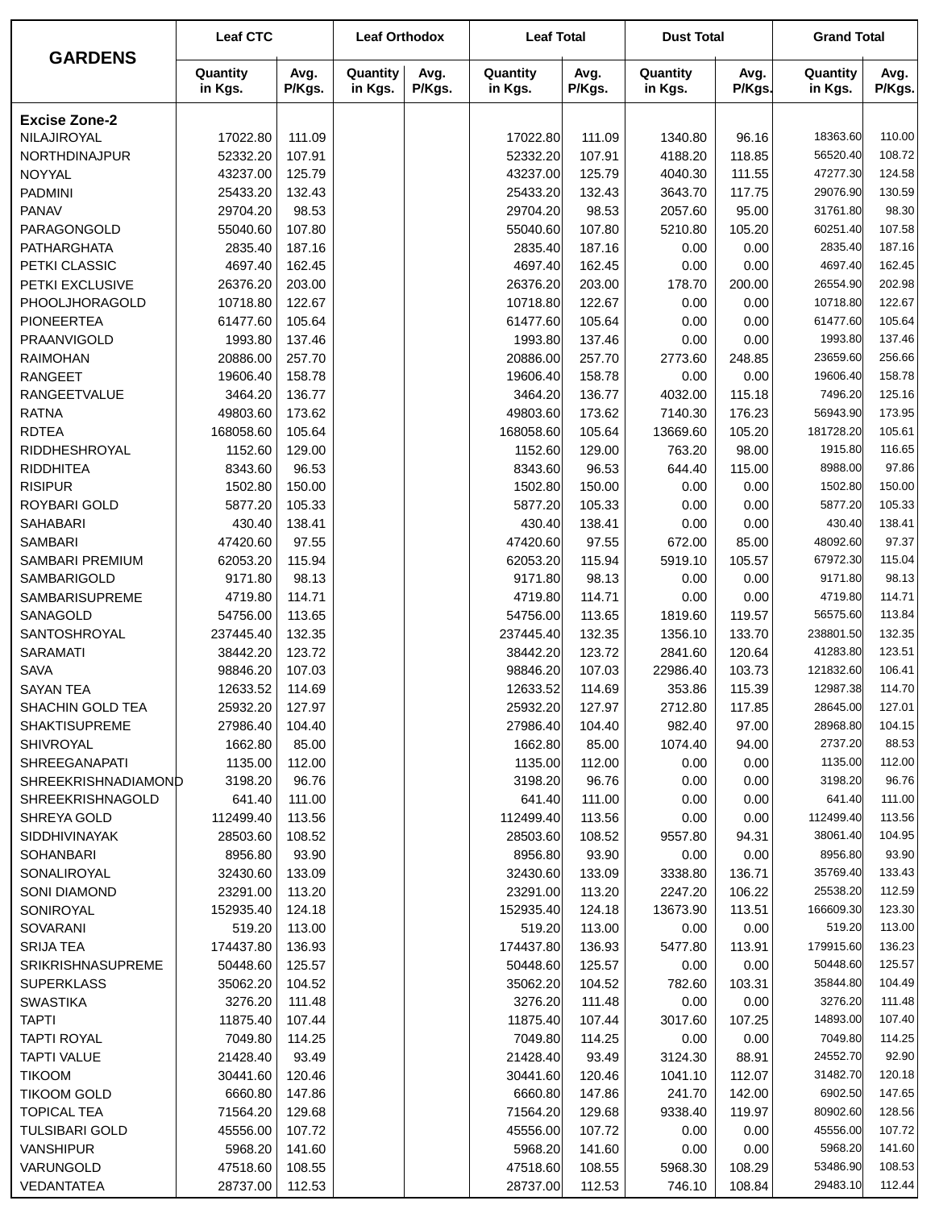| GARDENS | Leaf CTC | | Leaf Orthodox | | Leaf Total | | Dust Total | | Grand Total | |
|---|---|---|---|---|---|---|---|---|---|---|
| | Quantity in Kgs. | Avg. P/Kgs. | Quantity in Kgs. | Avg. P/Kgs. | Quantity in Kgs. | Avg. P/Kgs. | Quantity in Kgs. | Avg. P/Kgs. | Quantity in Kgs. | Avg. P/Kgs. |
| **Excise Zone-2** | | | | | | | | | | |
| NILAJIROYAL | 17022.80 | 111.09 | | | 17022.80 | 111.09 | 1340.80 | 96.16 | 18363.60 | 110.00 |
| NORTHDINAJPUR | 52332.20 | 107.91 | | | 52332.20 | 107.91 | 4188.20 | 118.85 | 56520.40 | 108.72 |
| NOYYAL | 43237.00 | 125.79 | | | 43237.00 | 125.79 | 4040.30 | 111.55 | 47277.30 | 124.58 |
| PADMINI | 25433.20 | 132.43 | | | 25433.20 | 132.43 | 3643.70 | 117.75 | 29076.90 | 130.59 |
| PANAV | 29704.20 | 98.53 | | | 29704.20 | 98.53 | 2057.60 | 95.00 | 31761.80 | 98.30 |
| PARAGONGOLD | 55040.60 | 107.80 | | | 55040.60 | 107.80 | 5210.80 | 105.20 | 60251.40 | 107.58 |
| PATHARGHATA | 2835.40 | 187.16 | | | 2835.40 | 187.16 | 0.00 | 0.00 | 2835.40 | 187.16 |
| PETKI CLASSIC | 4697.40 | 162.45 | | | 4697.40 | 162.45 | 0.00 | 0.00 | 4697.40 | 162.45 |
| PETKI EXCLUSIVE | 26376.20 | 203.00 | | | 26376.20 | 203.00 | 178.70 | 200.00 | 26554.90 | 202.98 |
| PHOOLJHORAGOLD | 10718.80 | 122.67 | | | 10718.80 | 122.67 | 0.00 | 0.00 | 10718.80 | 122.67 |
| PIONEERTEA | 61477.60 | 105.64 | | | 61477.60 | 105.64 | 0.00 | 0.00 | 61477.60 | 105.64 |
| PRAANVIGOLD | 1993.80 | 137.46 | | | 1993.80 | 137.46 | 0.00 | 0.00 | 1993.80 | 137.46 |
| RAIMOHAN | 20886.00 | 257.70 | | | 20886.00 | 257.70 | 2773.60 | 248.85 | 23659.60 | 256.66 |
| RANGEET | 19606.40 | 158.78 | | | 19606.40 | 158.78 | 0.00 | 0.00 | 19606.40 | 158.78 |
| RANGEETVALUE | 3464.20 | 136.77 | | | 3464.20 | 136.77 | 4032.00 | 115.18 | 7496.20 | 125.16 |
| RATNA | 49803.60 | 173.62 | | | 49803.60 | 173.62 | 7140.30 | 176.23 | 56943.90 | 173.95 |
| RDTEA | 168058.60 | 105.64 | | | 168058.60 | 105.64 | 13669.60 | 105.20 | 181728.20 | 105.61 |
| RIDDHESHROYAL | 1152.60 | 129.00 | | | 1152.60 | 129.00 | 763.20 | 98.00 | 1915.80 | 116.65 |
| RIDDHITEA | 8343.60 | 96.53 | | | 8343.60 | 96.53 | 644.40 | 115.00 | 8988.00 | 97.86 |
| RISIPUR | 1502.80 | 150.00 | | | 1502.80 | 150.00 | 0.00 | 0.00 | 1502.80 | 150.00 |
| ROYBARI GOLD | 5877.20 | 105.33 | | | 5877.20 | 105.33 | 0.00 | 0.00 | 5877.20 | 105.33 |
| SAHABARI | 430.40 | 138.41 | | | 430.40 | 138.41 | 0.00 | 0.00 | 430.40 | 138.41 |
| SAMBARI | 47420.60 | 97.55 | | | 47420.60 | 97.55 | 672.00 | 85.00 | 48092.60 | 97.37 |
| SAMBARI PREMIUM | 62053.20 | 115.94 | | | 62053.20 | 115.94 | 5919.10 | 105.57 | 67972.30 | 115.04 |
| SAMBARIGOLD | 9171.80 | 98.13 | | | 9171.80 | 98.13 | 0.00 | 0.00 | 9171.80 | 98.13 |
| SAMBARISUPREME | 4719.80 | 114.71 | | | 4719.80 | 114.71 | 0.00 | 0.00 | 4719.80 | 114.71 |
| SANAGOLD | 54756.00 | 113.65 | | | 54756.00 | 113.65 | 1819.60 | 119.57 | 56575.60 | 113.84 |
| SANTOSHROYAL | 237445.40 | 132.35 | | | 237445.40 | 132.35 | 1356.10 | 133.70 | 238801.50 | 132.35 |
| SARAMATI | 38442.20 | 123.72 | | | 38442.20 | 123.72 | 2841.60 | 120.64 | 41283.80 | 123.51 |
| SAVA | 98846.20 | 107.03 | | | 98846.20 | 107.03 | 22986.40 | 103.73 | 121832.60 | 106.41 |
| SAYAN TEA | 12633.52 | 114.69 | | | 12633.52 | 114.69 | 353.86 | 115.39 | 12987.38 | 114.70 |
| SHACHIN GOLD TEA | 25932.20 | 127.97 | | | 25932.20 | 127.97 | 2712.80 | 117.85 | 28645.00 | 127.01 |
| SHAKTISUPREME | 27986.40 | 104.40 | | | 27986.40 | 104.40 | 982.40 | 97.00 | 28968.80 | 104.15 |
| SHIVROYAL | 1662.80 | 85.00 | | | 1662.80 | 85.00 | 1074.40 | 94.00 | 2737.20 | 88.53 |
| SHREEGANAPATI | 1135.00 | 112.00 | | | 1135.00 | 112.00 | 0.00 | 0.00 | 1135.00 | 112.00 |
| SHREEKRISHNADIAMOND | 3198.20 | 96.76 | | | 3198.20 | 96.76 | 0.00 | 0.00 | 3198.20 | 96.76 |
| SHREEKRISHNAGOLD | 641.40 | 111.00 | | | 641.40 | 111.00 | 0.00 | 0.00 | 641.40 | 111.00 |
| SHREYA GOLD | 112499.40 | 113.56 | | | 112499.40 | 113.56 | 0.00 | 0.00 | 112499.40 | 113.56 |
| SIDDHIVINAYAK | 28503.60 | 108.52 | | | 28503.60 | 108.52 | 9557.80 | 94.31 | 38061.40 | 104.95 |
| SOHANBARI | 8956.80 | 93.90 | | | 8956.80 | 93.90 | 0.00 | 0.00 | 8956.80 | 93.90 |
| SONALIROYAL | 32430.60 | 133.09 | | | 32430.60 | 133.09 | 3338.80 | 136.71 | 35769.40 | 133.43 |
| SONI DIAMOND | 23291.00 | 113.20 | | | 23291.00 | 113.20 | 2247.20 | 106.22 | 25538.20 | 112.59 |
| SONIROYAL | 152935.40 | 124.18 | | | 152935.40 | 124.18 | 13673.90 | 113.51 | 166609.30 | 123.30 |
| SOVARANI | 519.20 | 113.00 | | | 519.20 | 113.00 | 0.00 | 0.00 | 519.20 | 113.00 |
| SRIJA TEA | 174437.80 | 136.93 | | | 174437.80 | 136.93 | 5477.80 | 113.91 | 179915.60 | 136.23 |
| SRIKRISHNASUPREME | 50448.60 | 125.57 | | | 50448.60 | 125.57 | 0.00 | 0.00 | 50448.60 | 125.57 |
| SUPERKLASS | 35062.20 | 104.52 | | | 35062.20 | 104.52 | 782.60 | 103.31 | 35844.80 | 104.49 |
| SWASTIKA | 3276.20 | 111.48 | | | 3276.20 | 111.48 | 0.00 | 0.00 | 3276.20 | 111.48 |
| TAPTI | 11875.40 | 107.44 | | | 11875.40 | 107.44 | 3017.60 | 107.25 | 14893.00 | 107.40 |
| TAPTI ROYAL | 7049.80 | 114.25 | | | 7049.80 | 114.25 | 0.00 | 0.00 | 7049.80 | 114.25 |
| TAPTI VALUE | 21428.40 | 93.49 | | | 21428.40 | 93.49 | 3124.30 | 88.91 | 24552.70 | 92.90 |
| TIKOOM | 30441.60 | 120.46 | | | 30441.60 | 120.46 | 1041.10 | 112.07 | 31482.70 | 120.18 |
| TIKOOM GOLD | 6660.80 | 147.86 | | | 6660.80 | 147.86 | 241.70 | 142.00 | 6902.50 | 147.65 |
| TOPICAL TEA | 71564.20 | 129.68 | | | 71564.20 | 129.68 | 9338.40 | 119.97 | 80902.60 | 128.56 |
| TULSIBARI GOLD | 45556.00 | 107.72 | | | 45556.00 | 107.72 | 0.00 | 0.00 | 45556.00 | 107.72 |
| VANSHIPUR | 5968.20 | 141.60 | | | 5968.20 | 141.60 | 0.00 | 0.00 | 5968.20 | 141.60 |
| VARUNGOLD | 47518.60 | 108.55 | | | 47518.60 | 108.55 | 5968.30 | 108.29 | 53486.90 | 108.53 |
| VEDANTATEA | 28737.00 | 112.53 | | | 28737.00 | 112.53 | 746.10 | 108.84 | 29483.10 | 112.44 |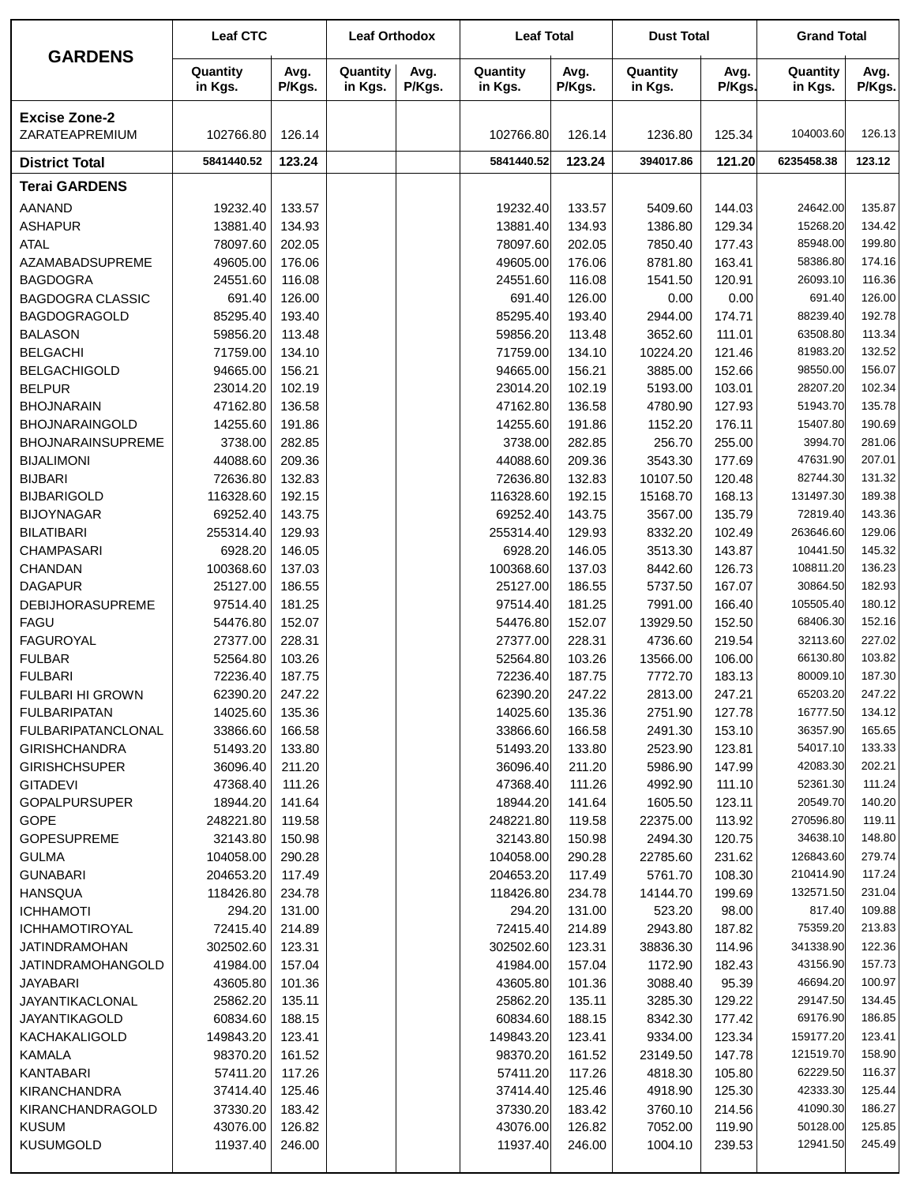| GARDENS | Leaf CTC | | Leaf Orthodox | | Leaf Total | | Dust Total | | Grand Total | |
|---|---|---|---|---|---|---|---|---|---|---|
| | Quantity in Kgs. | Avg. P/Kgs. | Quantity in Kgs. | Avg. P/Kgs. | Quantity in Kgs. | Avg. P/Kgs. | Quantity in Kgs. | Avg. P/Kgs. | Quantity in Kgs. | Avg. P/Kgs. |
| **Excise Zone-2** | | | | | | | | | | |
| ZARATEAPREMIUM | 102766.80 | 126.14 | | | 102766.80 | 126.14 | 1236.80 | 125.34 | 104003.60 | 126.13 |
| **District Total** | **5841440.52** | **123.24** | | | **5841440.52** | **123.24** | **394017.86** | **121.20** | **6235458.38** | **123.12** |
| **Terai GARDENS** | | | | | | | | | | |
| AANAND | 19232.40 | 133.57 | | | 19232.40 | 133.57 | 5409.60 | 144.03 | 24642.00 | 135.87 |
| ASHAPUR | 13881.40 | 134.93 | | | 13881.40 | 134.93 | 1386.80 | 129.34 | 15268.20 | 134.42 |
| ATAL | 78097.60 | 202.05 | | | 78097.60 | 202.05 | 7850.40 | 177.43 | 85948.00 | 199.80 |
| AZAMABADSUPREME | 49605.00 | 176.06 | | | 49605.00 | 176.06 | 8781.80 | 163.41 | 58386.80 | 174.16 |
| BAGDOGRA | 24551.60 | 116.08 | | | 24551.60 | 116.08 | 1541.50 | 120.91 | 26093.10 | 116.36 |
| BAGDOGRA CLASSIC | 691.40 | 126.00 | | | 691.40 | 126.00 | 0.00 | 0.00 | 691.40 | 126.00 |
| BAGDOGRAGOLD | 85295.40 | 193.40 | | | 85295.40 | 193.40 | 2944.00 | 174.71 | 88239.40 | 192.78 |
| BALASON | 59856.20 | 113.48 | | | 59856.20 | 113.48 | 3652.60 | 111.01 | 63508.80 | 113.34 |
| BELGACHI | 71759.00 | 134.10 | | | 71759.00 | 134.10 | 10224.20 | 121.46 | 81983.20 | 132.52 |
| BELGACHIGOLD | 94665.00 | 156.21 | | | 94665.00 | 156.21 | 3885.00 | 152.66 | 98550.00 | 156.07 |
| BELPUR | 23014.20 | 102.19 | | | 23014.20 | 102.19 | 5193.00 | 103.01 | 28207.20 | 102.34 |
| BHOJNARAIN | 47162.80 | 136.58 | | | 47162.80 | 136.58 | 4780.90 | 127.93 | 51943.70 | 135.78 |
| BHOJNARAINGOLD | 14255.60 | 191.86 | | | 14255.60 | 191.86 | 1152.20 | 176.11 | 15407.80 | 190.69 |
| BHOJNARAINSUPREME | 3738.00 | 282.85 | | | 3738.00 | 282.85 | 256.70 | 255.00 | 3994.70 | 281.06 |
| BIJALIMONI | 44088.60 | 209.36 | | | 44088.60 | 209.36 | 3543.30 | 177.69 | 47631.90 | 207.01 |
| BIJBARI | 72636.80 | 132.83 | | | 72636.80 | 132.83 | 10107.50 | 120.48 | 82744.30 | 131.32 |
| BIJBARIGOLD | 116328.60 | 192.15 | | | 116328.60 | 192.15 | 15168.70 | 168.13 | 131497.30 | 189.38 |
| BIJOYNAGAR | 69252.40 | 143.75 | | | 69252.40 | 143.75 | 3567.00 | 135.79 | 72819.40 | 143.36 |
| BILATIBARI | 255314.40 | 129.93 | | | 255314.40 | 129.93 | 8332.20 | 102.49 | 263646.60 | 129.06 |
| CHAMPASARI | 6928.20 | 146.05 | | | 6928.20 | 146.05 | 3513.30 | 143.87 | 10441.50 | 145.32 |
| CHANDAN | 100368.60 | 137.03 | | | 100368.60 | 137.03 | 8442.60 | 126.73 | 108811.20 | 136.23 |
| DAGAPUR | 25127.00 | 186.55 | | | 25127.00 | 186.55 | 5737.50 | 167.07 | 30864.50 | 182.93 |
| DEBIJHORASUPREME | 97514.40 | 181.25 | | | 97514.40 | 181.25 | 7991.00 | 166.40 | 105505.40 | 180.12 |
| FAGU | 54476.80 | 152.07 | | | 54476.80 | 152.07 | 13929.50 | 152.50 | 68406.30 | 152.16 |
| FAGUROYAL | 27377.00 | 228.31 | | | 27377.00 | 228.31 | 4736.60 | 219.54 | 32113.60 | 227.02 |
| FULBAR | 52564.80 | 103.26 | | | 52564.80 | 103.26 | 13566.00 | 106.00 | 66130.80 | 103.82 |
| FULBARI | 72236.40 | 187.75 | | | 72236.40 | 187.75 | 7772.70 | 183.13 | 80009.10 | 187.30 |
| FULBARI HI GROWN | 62390.20 | 247.22 | | | 62390.20 | 247.22 | 2813.00 | 247.21 | 65203.20 | 247.22 |
| FULBARIPATAN | 14025.60 | 135.36 | | | 14025.60 | 135.36 | 2751.90 | 127.78 | 16777.50 | 134.12 |
| FULBARIPATANCLONAL | 33866.60 | 166.58 | | | 33866.60 | 166.58 | 2491.30 | 153.10 | 36357.90 | 165.65 |
| GIRISHCHANDRA | 51493.20 | 133.80 | | | 51493.20 | 133.80 | 2523.90 | 123.81 | 54017.10 | 133.33 |
| GIRISHCHSUPER | 36096.40 | 211.20 | | | 36096.40 | 211.20 | 5986.90 | 147.99 | 42083.30 | 202.21 |
| GITADEVI | 47368.40 | 111.26 | | | 47368.40 | 111.26 | 4992.90 | 111.10 | 52361.30 | 111.24 |
| GOPALPURSUPER | 18944.20 | 141.64 | | | 18944.20 | 141.64 | 1605.50 | 123.11 | 20549.70 | 140.20 |
| GOPE | 248221.80 | 119.58 | | | 248221.80 | 119.58 | 22375.00 | 113.92 | 270596.80 | 119.11 |
| GOPESUPREME | 32143.80 | 150.98 | | | 32143.80 | 150.98 | 2494.30 | 120.75 | 34638.10 | 148.80 |
| GULMA | 104058.00 | 290.28 | | | 104058.00 | 290.28 | 22785.60 | 231.62 | 126843.60 | 279.74 |
| GUNABARI | 204653.20 | 117.49 | | | 204653.20 | 117.49 | 5761.70 | 108.30 | 210414.90 | 117.24 |
| HANSQUA | 118426.80 | 234.78 | | | 118426.80 | 234.78 | 14144.70 | 199.69 | 132571.50 | 231.04 |
| ICHHAMOTI | 294.20 | 131.00 | | | 294.20 | 131.00 | 523.20 | 98.00 | 817.40 | 109.88 |
| ICHHAMOTIROYAL | 72415.40 | 214.89 | | | 72415.40 | 214.89 | 2943.80 | 187.82 | 75359.20 | 213.83 |
| JATINDRAMOHAN | 302502.60 | 123.31 | | | 302502.60 | 123.31 | 38836.30 | 114.96 | 341338.90 | 122.36 |
| JATINDRAMOHANGOLD | 41984.00 | 157.04 | | | 41984.00 | 157.04 | 1172.90 | 182.43 | 43156.90 | 157.73 |
| JAYABARI | 43605.80 | 101.36 | | | 43605.80 | 101.36 | 3088.40 | 95.39 | 46694.20 | 100.97 |
| JAYANTIKACLONAL | 25862.20 | 135.11 | | | 25862.20 | 135.11 | 3285.30 | 129.22 | 29147.50 | 134.45 |
| JAYANTIKAGOLD | 60834.60 | 188.15 | | | 60834.60 | 188.15 | 8342.30 | 177.42 | 69176.90 | 186.85 |
| KACHAKALIGOLD | 149843.20 | 123.41 | | | 149843.20 | 123.41 | 9334.00 | 123.34 | 159177.20 | 123.41 |
| KAMALA | 98370.20 | 161.52 | | | 98370.20 | 161.52 | 23149.50 | 147.78 | 121519.70 | 158.90 |
| KANTABARI | 57411.20 | 117.26 | | | 57411.20 | 117.26 | 4818.30 | 105.80 | 62229.50 | 116.37 |
| KIRANCHANDRA | 37414.40 | 125.46 | | | 37414.40 | 125.46 | 4918.90 | 125.30 | 42333.30 | 125.44 |
| KIRANCHANDRAGOLD | 37330.20 | 183.42 | | | 37330.20 | 183.42 | 3760.10 | 214.56 | 41090.30 | 186.27 |
| KUSUM | 43076.00 | 126.82 | | | 43076.00 | 126.82 | 7052.00 | 119.90 | 50128.00 | 125.85 |
| KUSUMGOLD | 11937.40 | 246.00 | | | 11937.40 | 246.00 | 1004.10 | 239.53 | 12941.50 | 245.49 |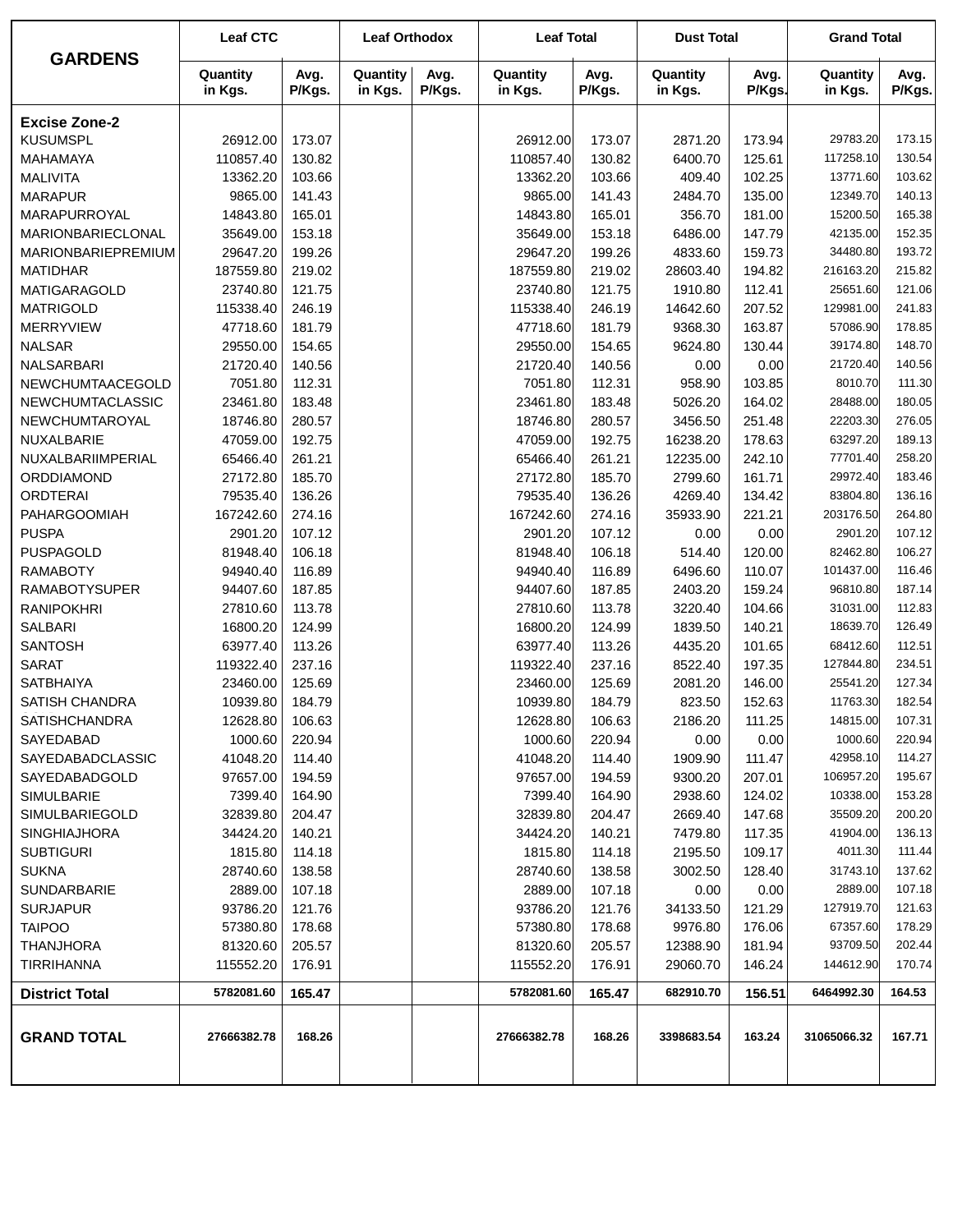| GARDENS | Leaf CTC | | Leaf Orthodox | | Leaf Total | | Dust Total | | Grand Total | |
|---|---|---|---|---|---|---|---|---|---|---|
| | Quantity in Kgs. | Avg. P/Kgs. | Quantity in Kgs. | Avg. P/Kgs. | Quantity in Kgs. | Avg. P/Kgs. | Quantity in Kgs. | Avg. P/Kgs. | Quantity in Kgs. | Avg. P/Kgs. |
| **Excise Zone-2** | | | | | | | | | | |
| KUSUMSPL | 26912.00 | 173.07 | | | 26912.00 | 173.07 | 2871.20 | 173.94 | 29783.20 | 173.15 |
| MAHAMAYA | 110857.40 | 130.82 | | | 110857.40 | 130.82 | 6400.70 | 125.61 | 117258.10 | 130.54 |
| MALIVITA | 13362.20 | 103.66 | | | 13362.20 | 103.66 | 409.40 | 102.25 | 13771.60 | 103.62 |
| MARAPUR | 9865.00 | 141.43 | | | 9865.00 | 141.43 | 2484.70 | 135.00 | 12349.70 | 140.13 |
| MARAPURROYAL | 14843.80 | 165.01 | | | 14843.80 | 165.01 | 356.70 | 181.00 | 15200.50 | 165.38 |
| MARIONBARIECLONAL | 35649.00 | 153.18 | | | 35649.00 | 153.18 | 6486.00 | 147.79 | 42135.00 | 152.35 |
| MARIONBARIEPREMIUM | 29647.20 | 199.26 | | | 29647.20 | 199.26 | 4833.60 | 159.73 | 34480.80 | 193.72 |
| MATIDHAR | 187559.80 | 219.02 | | | 187559.80 | 219.02 | 28603.40 | 194.82 | 216163.20 | 215.82 |
| MATIGARAGOLD | 23740.80 | 121.75 | | | 23740.80 | 121.75 | 1910.80 | 112.41 | 25651.60 | 121.06 |
| MATRIGOLD | 115338.40 | 246.19 | | | 115338.40 | 246.19 | 14642.60 | 207.52 | 129981.00 | 241.83 |
| MERRYVIEW | 47718.60 | 181.79 | | | 47718.60 | 181.79 | 9368.30 | 163.87 | 57086.90 | 178.85 |
| NALSAR | 29550.00 | 154.65 | | | 29550.00 | 154.65 | 9624.80 | 130.44 | 39174.80 | 148.70 |
| NALSARBARI | 21720.40 | 140.56 | | | 21720.40 | 140.56 | 0.00 | 0.00 | 21720.40 | 140.56 |
| NEWCHUMTAACEGOLD | 7051.80 | 112.31 | | | 7051.80 | 112.31 | 958.90 | 103.85 | 8010.70 | 111.30 |
| NEWCHUMTACLASSIC | 23461.80 | 183.48 | | | 23461.80 | 183.48 | 5026.20 | 164.02 | 28488.00 | 180.05 |
| NEWCHUMTAROYAL | 18746.80 | 280.57 | | | 18746.80 | 280.57 | 3456.50 | 251.48 | 22203.30 | 276.05 |
| NUXALBARIE | 47059.00 | 192.75 | | | 47059.00 | 192.75 | 16238.20 | 178.63 | 63297.20 | 189.13 |
| NUXALBARIIMPERIAL | 65466.40 | 261.21 | | | 65466.40 | 261.21 | 12235.00 | 242.10 | 77701.40 | 258.20 |
| ORDDIAMOND | 27172.80 | 185.70 | | | 27172.80 | 185.70 | 2799.60 | 161.71 | 29972.40 | 183.46 |
| ORDTERAI | 79535.40 | 136.26 | | | 79535.40 | 136.26 | 4269.40 | 134.42 | 83804.80 | 136.16 |
| PAHARGOOMIAH | 167242.60 | 274.16 | | | 167242.60 | 274.16 | 35933.90 | 221.21 | 203176.50 | 264.80 |
| PUSPA | 2901.20 | 107.12 | | | 2901.20 | 107.12 | 0.00 | 0.00 | 2901.20 | 107.12 |
| PUSPAGOLD | 81948.40 | 106.18 | | | 81948.40 | 106.18 | 514.40 | 120.00 | 82462.80 | 106.27 |
| RAMABOTY | 94940.40 | 116.89 | | | 94940.40 | 116.89 | 6496.60 | 110.07 | 101437.00 | 116.46 |
| RAMABOTYSUPER | 94407.60 | 187.85 | | | 94407.60 | 187.85 | 2403.20 | 159.24 | 96810.80 | 187.14 |
| RANIPOKHRI | 27810.60 | 113.78 | | | 27810.60 | 113.78 | 3220.40 | 104.66 | 31031.00 | 112.83 |
| SALBARI | 16800.20 | 124.99 | | | 16800.20 | 124.99 | 1839.50 | 140.21 | 18639.70 | 126.49 |
| SANTOSH | 63977.40 | 113.26 | | | 63977.40 | 113.26 | 4435.20 | 101.65 | 68412.60 | 112.51 |
| SARAT | 119322.40 | 237.16 | | | 119322.40 | 237.16 | 8522.40 | 197.35 | 127844.80 | 234.51 |
| SATBHAIYA | 23460.00 | 125.69 | | | 23460.00 | 125.69 | 2081.20 | 146.00 | 25541.20 | 127.34 |
| SATISH CHANDRA | 10939.80 | 184.79 | | | 10939.80 | 184.79 | 823.50 | 152.63 | 11763.30 | 182.54 |
| SATISHCHANDRA | 12628.80 | 106.63 | | | 12628.80 | 106.63 | 2186.20 | 111.25 | 14815.00 | 107.31 |
| SAYEDABAD | 1000.60 | 220.94 | | | 1000.60 | 220.94 | 0.00 | 0.00 | 1000.60 | 220.94 |
| SAYEDABADCLASSIC | 41048.20 | 114.40 | | | 41048.20 | 114.40 | 1909.90 | 111.47 | 42958.10 | 114.27 |
| SAYEDABADGOLD | 97657.00 | 194.59 | | | 97657.00 | 194.59 | 9300.20 | 207.01 | 106957.20 | 195.67 |
| SIMULBARIE | 7399.40 | 164.90 | | | 7399.40 | 164.90 | 2938.60 | 124.02 | 10338.00 | 153.28 |
| SIMULBARIEGOLD | 32839.80 | 204.47 | | | 32839.80 | 204.47 | 2669.40 | 147.68 | 35509.20 | 200.20 |
| SINGHIAJHORA | 34424.20 | 140.21 | | | 34424.20 | 140.21 | 7479.80 | 117.35 | 41904.00 | 136.13 |
| SUBTIGURI | 1815.80 | 114.18 | | | 1815.80 | 114.18 | 2195.50 | 109.17 | 4011.30 | 111.44 |
| SUKNA | 28740.60 | 138.58 | | | 28740.60 | 138.58 | 3002.50 | 128.40 | 31743.10 | 137.62 |
| SUNDARBARIE | 2889.00 | 107.18 | | | 2889.00 | 107.18 | 0.00 | 0.00 | 2889.00 | 107.18 |
| SURJAPUR | 93786.20 | 121.76 | | | 93786.20 | 121.76 | 34133.50 | 121.29 | 127919.70 | 121.63 |
| TAIPOO | 57380.80 | 178.68 | | | 57380.80 | 178.68 | 9976.80 | 176.06 | 67357.60 | 178.29 |
| THANJHORA | 81320.60 | 205.57 | | | 81320.60 | 205.57 | 12388.90 | 181.94 | 93709.50 | 202.44 |
| TIRRIHANNA | 115552.20 | 176.91 | | | 115552.20 | 176.91 | 29060.70 | 146.24 | 144612.90 | 170.74 |
| **District Total** | **5782081.60** | **165.47** | | | **5782081.60** | **165.47** | **682910.70** | **156.51** | **6464992.30** | **164.53** |
| **GRAND TOTAL** | **27666382.78** | **168.26** | | | **27666382.78** | **168.26** | **3398683.54** | **163.24** | **31065066.32** | **167.71** |